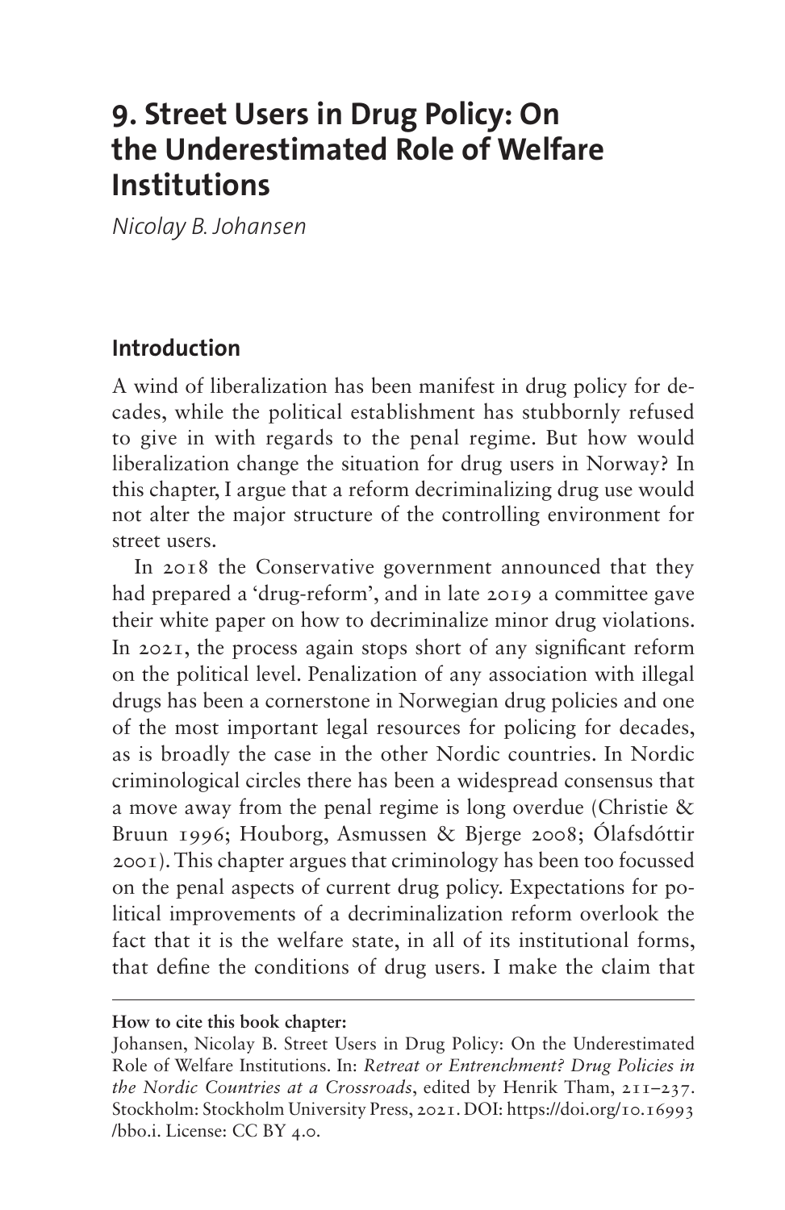# 9. Street Users in Drug Policy: On the Underestimated Role of Welfare Institutions

*Nicolay B. Johansen*

## Introduction

A wind of liberalization has been manifest in drug policy for decades, while the political establishment has stubbornly refused to give in with regards to the penal regime. But how would liberalization change the situation for drug users in Norway? In this chapter, I argue that a reform decriminalizing drug use would not alter the major structure of the controlling environment for street users.

In 2018 the Conservative government announced that they had prepared a 'drug-reform', and in late 2019 a committee gave their white paper on how to decriminalize minor drug violations. In 2021, the process again stops short of any significant reform on the political level. Penalization of any association with illegal drugs has been a cornerstone in Norwegian drug policies and one of the most important legal resources for policing for decades, as is broadly the case in the other Nordic countries. In Nordic criminological circles there has been a widespread consensus that a move away from the penal regime is long overdue (Christie & Bruun 1996; Houborg, Asmussen & Bjerge 2008; Ólafsdóttir 2001). This chapter argues that criminology has been too focussed on the penal aspects of current drug policy. Expectations for political improvements of a decriminalization reform overlook the fact that it is the welfare state, in all of its institutional forms, that define the conditions of drug users. I make the claim that

**How to cite this book chapter:**

Johansen, Nicolay B. Street Users in Drug Policy: On the Underestimated Role of Welfare Institutions. In: *Retreat or Entrenchment? Drug Policies in the Nordic Countries at a Crossroads*, edited by Henrik Tham, 211–237. Stockholm: Stockholm University Press, 2021. DOI: https://doi.org/10.16993/bbo.i. License: CC BY 4.0.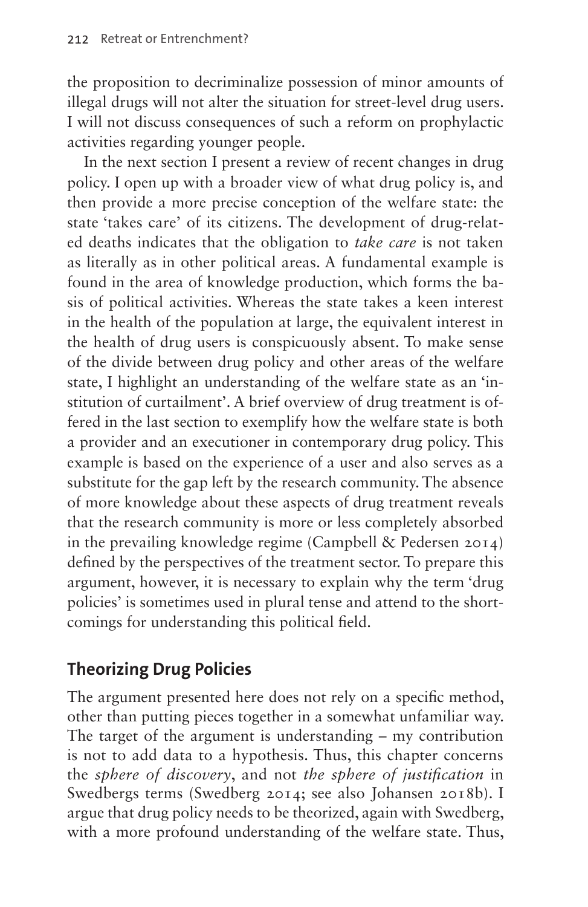the proposition to decriminalize possession of minor amounts of illegal drugs will not alter the situation for street-level drug users. I will not discuss consequences of such a reform on prophylactic activities regarding younger people.

In the next section I present a review of recent changes in drug policy. I open up with a broader view of what drug policy is, and then provide a more precise conception of the welfare state: the state 'takes care' of its citizens. The development of drug-related deaths indicates that the obligation to *take care* is not taken as literally as in other political areas. A fundamental example is found in the area of knowledge production, which forms the basis of political activities. Whereas the state takes a keen interest in the health of the population at large, the equivalent interest in the health of drug users is conspicuously absent. To make sense of the divide between drug policy and other areas of the welfare state, I highlight an understanding of the welfare state as an 'institution of curtailment'. A brief overview of drug treatment is offered in the last section to exemplify how the welfare state is both a provider and an executioner in contemporary drug policy. This example is based on the experience of a user and also serves as a substitute for the gap left by the research community. The absence of more knowledge about these aspects of drug treatment reveals that the research community is more or less completely absorbed in the prevailing knowledge regime (Campbell & Pedersen 2014) defined by the perspectives of the treatment sector. To prepare this argument, however, it is necessary to explain why the term 'drug policies' is sometimes used in plural tense and attend to the shortcomings for understanding this political field.

## Theorizing Drug Policies

The argument presented here does not rely on a specific method, other than putting pieces together in a somewhat unfamiliar way. The target of the argument is understanding – my contribution is not to add data to a hypothesis. Thus, this chapter concerns the *sphere of discovery*, and not *the sphere of justification* in Swedbergs terms (Swedberg 2014; see also Johansen 2018b). I argue that drug policy needs to be theorized, again with Swedberg, with a more profound understanding of the welfare state. Thus,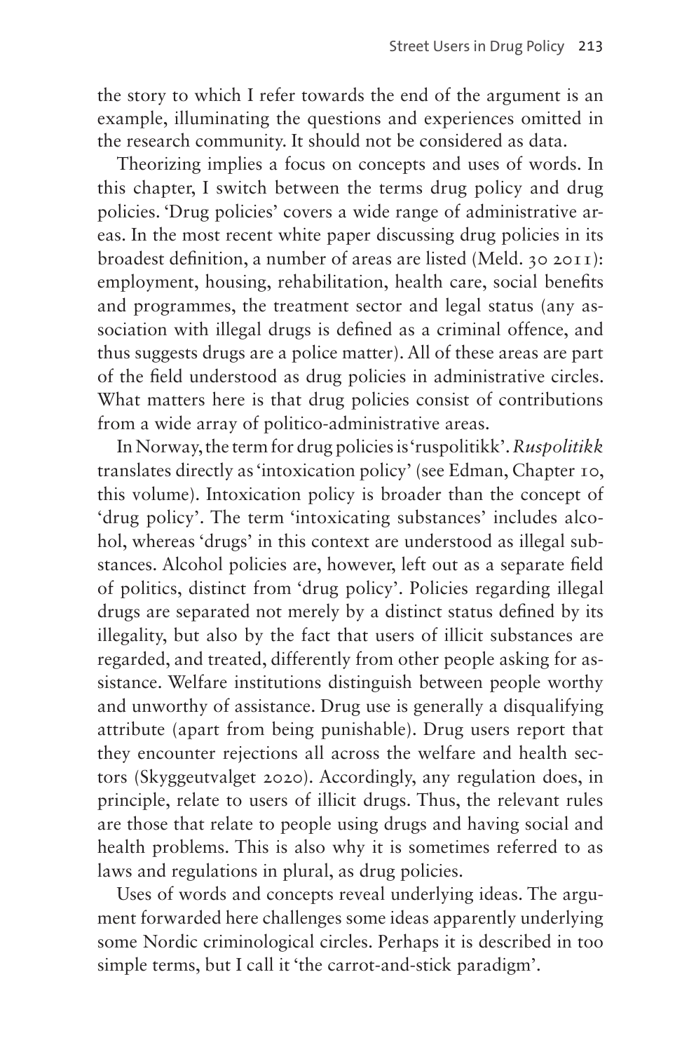the story to which I refer towards the end of the argument is an example, illuminating the questions and experiences omitted in the research community. It should not be considered as data.

Theorizing implies a focus on concepts and uses of words. In this chapter, I switch between the terms drug policy and drug policies. 'Drug policies' covers a wide range of administrative areas. In the most recent white paper discussing drug policies in its broadest definition, a number of areas are listed (Meld. 30 2011): employment, housing, rehabilitation, health care, social benefits and programmes, the treatment sector and legal status (any association with illegal drugs is defined as a criminal offence, and thus suggests drugs are a police matter). All of these areas are part of the field understood as drug policies in administrative circles. What matters here is that drug policies consist of contributions from a wide array of politico-administrative areas.

In Norway, the term for drug policies is 'ruspolitikk'. *Ruspolitikk* translates directly as 'intoxication policy' (see Edman, Chapter 10, this volume). Intoxication policy is broader than the concept of 'drug policy'. The term 'intoxicating substances' includes alcohol, whereas 'drugs' in this context are understood as illegal substances. Alcohol policies are, however, left out as a separate field of politics, distinct from 'drug policy'. Policies regarding illegal drugs are separated not merely by a distinct status defined by its illegality, but also by the fact that users of illicit substances are regarded, and treated, differently from other people asking for assistance. Welfare institutions distinguish between people worthy and unworthy of assistance. Drug use is generally a disqualifying attribute (apart from being punishable). Drug users report that they encounter rejections all across the welfare and health sectors (Skyggeutvalget 2020). Accordingly, any regulation does, in principle, relate to users of illicit drugs. Thus, the relevant rules are those that relate to people using drugs and having social and health problems. This is also why it is sometimes referred to as laws and regulations in plural, as drug policies.

Uses of words and concepts reveal underlying ideas. The argument forwarded here challenges some ideas apparently underlying some Nordic criminological circles. Perhaps it is described in too simple terms, but I call it 'the carrot-and-stick paradigm'.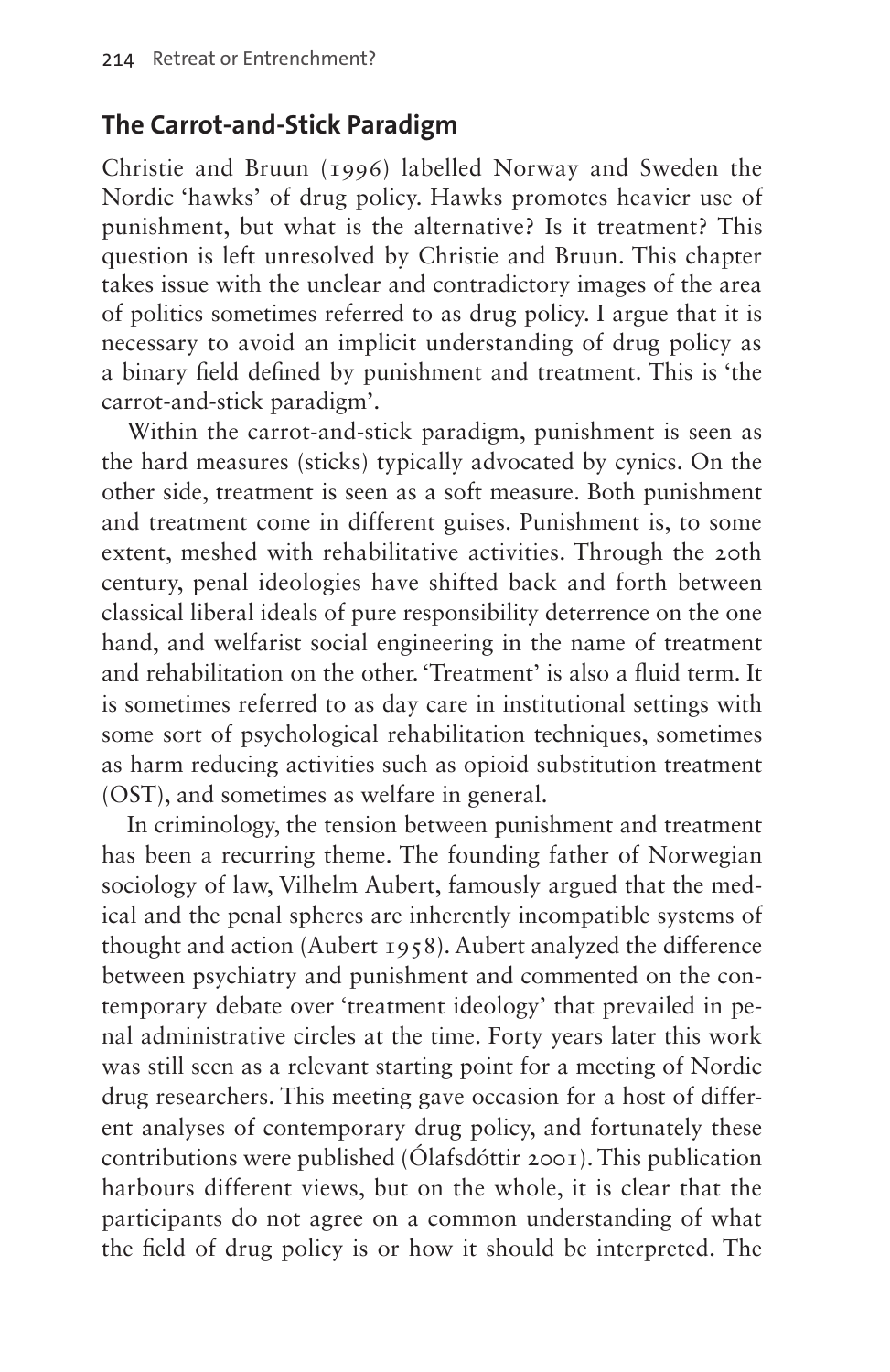## The Carrot-and-Stick Paradigm

Christie and Bruun (1996) labelled Norway and Sweden the Nordic 'hawks' of drug policy. Hawks promotes heavier use of punishment, but what is the alternative? Is it treatment? This question is left unresolved by Christie and Bruun. This chapter takes issue with the unclear and contradictory images of the area of politics sometimes referred to as drug policy. I argue that it is necessary to avoid an implicit understanding of drug policy as a binary field defined by punishment and treatment. This is 'the carrot-and-stick paradigm'.

Within the carrot-and-stick paradigm, punishment is seen as the hard measures (sticks) typically advocated by cynics. On the other side, treatment is seen as a soft measure. Both punishment and treatment come in different guises. Punishment is, to some extent, meshed with rehabilitative activities. Through the 20th century, penal ideologies have shifted back and forth between classical liberal ideals of pure responsibility deterrence on the one hand, and welfarist social engineering in the name of treatment and rehabilitation on the other. 'Treatment' is also a fluid term. It is sometimes referred to as day care in institutional settings with some sort of psychological rehabilitation techniques, sometimes as harm reducing activities such as opioid substitution treatment (OST), and sometimes as welfare in general.

In criminology, the tension between punishment and treatment has been a recurring theme. The founding father of Norwegian sociology of law, Vilhelm Aubert, famously argued that the medical and the penal spheres are inherently incompatible systems of thought and action (Aubert 1958). Aubert analyzed the difference between psychiatry and punishment and commented on the contemporary debate over 'treatment ideology' that prevailed in penal administrative circles at the time. Forty years later this work was still seen as a relevant starting point for a meeting of Nordic drug researchers. This meeting gave occasion for a host of different analyses of contemporary drug policy, and fortunately these contributions were published (Ólafsdóttir 2001). This publication harbours different views, but on the whole, it is clear that the participants do not agree on a common understanding of what the field of drug policy is or how it should be interpreted. The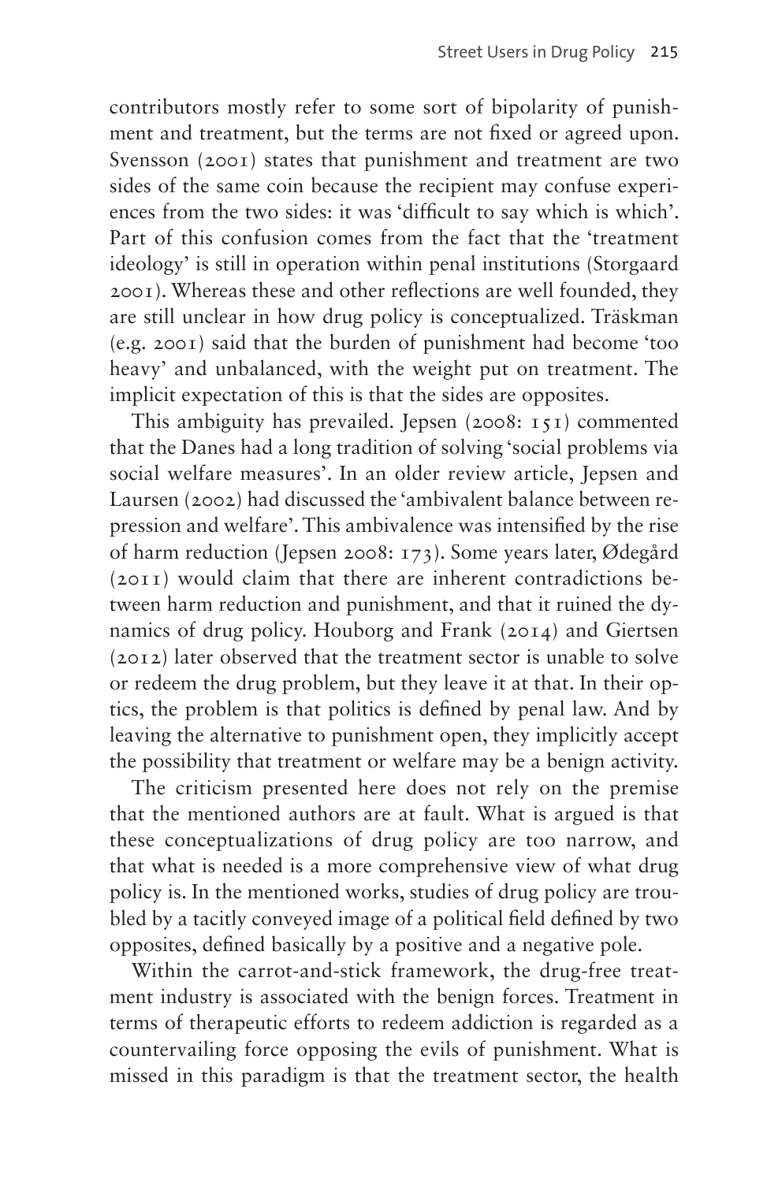contributors mostly refer to some sort of bipolarity of punishment and treatment, but the terms are not fixed or agreed upon. Svensson (2001) states that punishment and treatment are two sides of the same coin because the recipient may confuse experiences from the two sides: it was 'difficult to say which is which'. Part of this confusion comes from the fact that the 'treatment ideology' is still in operation within penal institutions (Storgaard 2001). Whereas these and other reflections are well founded, they are still unclear in how drug policy is conceptualized. Träskman (e.g. 2001) said that the burden of punishment had become 'too heavy' and unbalanced, with the weight put on treatment. The implicit expectation of this is that the sides are opposites.

This ambiguity has prevailed. Jepsen (2008: 151) commented that the Danes had a long tradition of solving 'social problems via social welfare measures'. In an older review article, Jepsen and Laursen (2002) had discussed the 'ambivalent balance between repression and welfare'. This ambivalence was intensified by the rise of harm reduction (Jepsen 2008: 173). Some years later, Ødegård (2011) would claim that there are inherent contradictions between harm reduction and punishment, and that it ruined the dynamics of drug policy. Houborg and Frank (2014) and Giertsen (2012) later observed that the treatment sector is unable to solve or redeem the drug problem, but they leave it at that. In their optics, the problem is that politics is defined by penal law. And by leaving the alternative to punishment open, they implicitly accept the possibility that treatment or welfare may be a benign activity.

The criticism presented here does not rely on the premise that the mentioned authors are at fault. What is argued is that these conceptualizations of drug policy are too narrow, and that what is needed is a more comprehensive view of what drug policy is. In the mentioned works, studies of drug policy are troubled by a tacitly conveyed image of a political field defined by two opposites, defined basically by a positive and a negative pole.

Within the carrot-and-stick framework, the drug-free treatment industry is associated with the benign forces. Treatment in terms of therapeutic efforts to redeem addiction is regarded as a countervailing force opposing the evils of punishment. What is missed in this paradigm is that the treatment sector, the health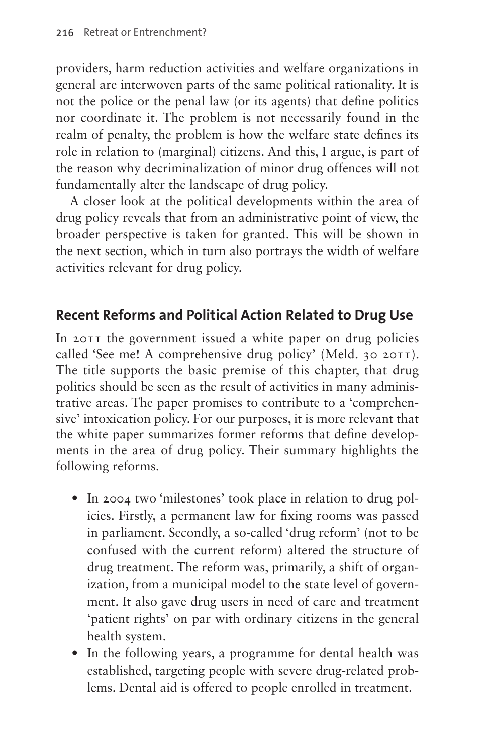providers, harm reduction activities and welfare organizations in general are interwoven parts of the same political rationality. It is not the police or the penal law (or its agents) that define politics nor coordinate it. The problem is not necessarily found in the realm of penalty, the problem is how the welfare state defines its role in relation to (marginal) citizens. And this, I argue, is part of the reason why decriminalization of minor drug offences will not fundamentally alter the landscape of drug policy.

A closer look at the political developments within the area of drug policy reveals that from an administrative point of view, the broader perspective is taken for granted. This will be shown in the next section, which in turn also portrays the width of welfare activities relevant for drug policy.

## Recent Reforms and Political Action Related to Drug Use

In 2011 the government issued a white paper on drug policies called 'See me! A comprehensive drug policy' (Meld. 30 2011). The title supports the basic premise of this chapter, that drug politics should be seen as the result of activities in many administrative areas. The paper promises to contribute to a 'comprehensive' intoxication policy. For our purposes, it is more relevant that the white paper summarizes former reforms that define developments in the area of drug policy. Their summary highlights the following reforms.

- In 2004 two 'milestones' took place in relation to drug policies. Firstly, a permanent law for fixing rooms was passed in parliament. Secondly, a so-called 'drug reform' (not to be confused with the current reform) altered the structure of drug treatment. The reform was, primarily, a shift of organization, from a municipal model to the state level of government. It also gave drug users in need of care and treatment 'patient rights' on par with ordinary citizens in the general health system.
- In the following years, a programme for dental health was established, targeting people with severe drug-related problems. Dental aid is offered to people enrolled in treatment.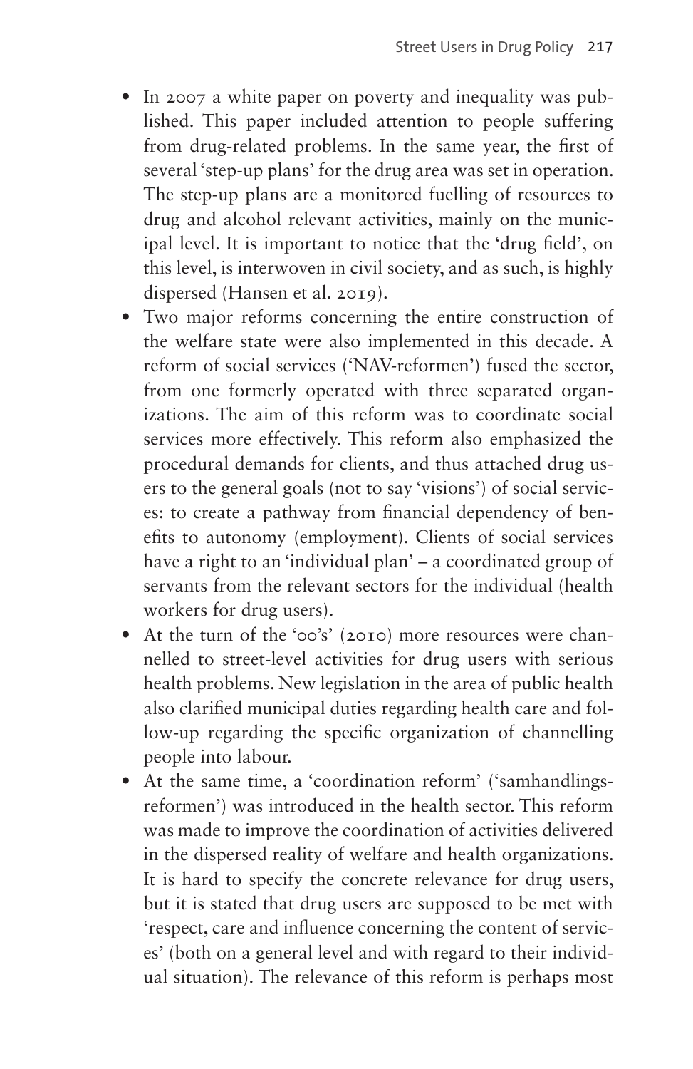- In 2007 a white paper on poverty and inequality was published. This paper included attention to people suffering from drug-related problems. In the same year, the first of several 'step-up plans' for the drug area was set in operation. The step-up plans are a monitored fuelling of resources to drug and alcohol relevant activities, mainly on the municipal level. It is important to notice that the 'drug field', on this level, is interwoven in civil society, and as such, is highly dispersed (Hansen et al. 2019).
- Two major reforms concerning the entire construction of the welfare state were also implemented in this decade. A reform of social services ('NAV-reformen') fused the sector, from one formerly operated with three separated organizations. The aim of this reform was to coordinate social services more effectively. This reform also emphasized the procedural demands for clients, and thus attached drug users to the general goals (not to say 'visions') of social services: to create a pathway from financial dependency of benefits to autonomy (employment). Clients of social services have a right to an 'individual plan' – a coordinated group of servants from the relevant sectors for the individual (health workers for drug users).
- At the turn of the '00's' (2010) more resources were channelled to street-level activities for drug users with serious health problems. New legislation in the area of public health also clarified municipal duties regarding health care and follow-up regarding the specific organization of channelling people into labour.
- At the same time, a 'coordination reform' ('samhandlingsreformen') was introduced in the health sector. This reform was made to improve the coordination of activities delivered in the dispersed reality of welfare and health organizations. It is hard to specify the concrete relevance for drug users, but it is stated that drug users are supposed to be met with 'respect, care and influence concerning the content of services' (both on a general level and with regard to their individual situation). The relevance of this reform is perhaps most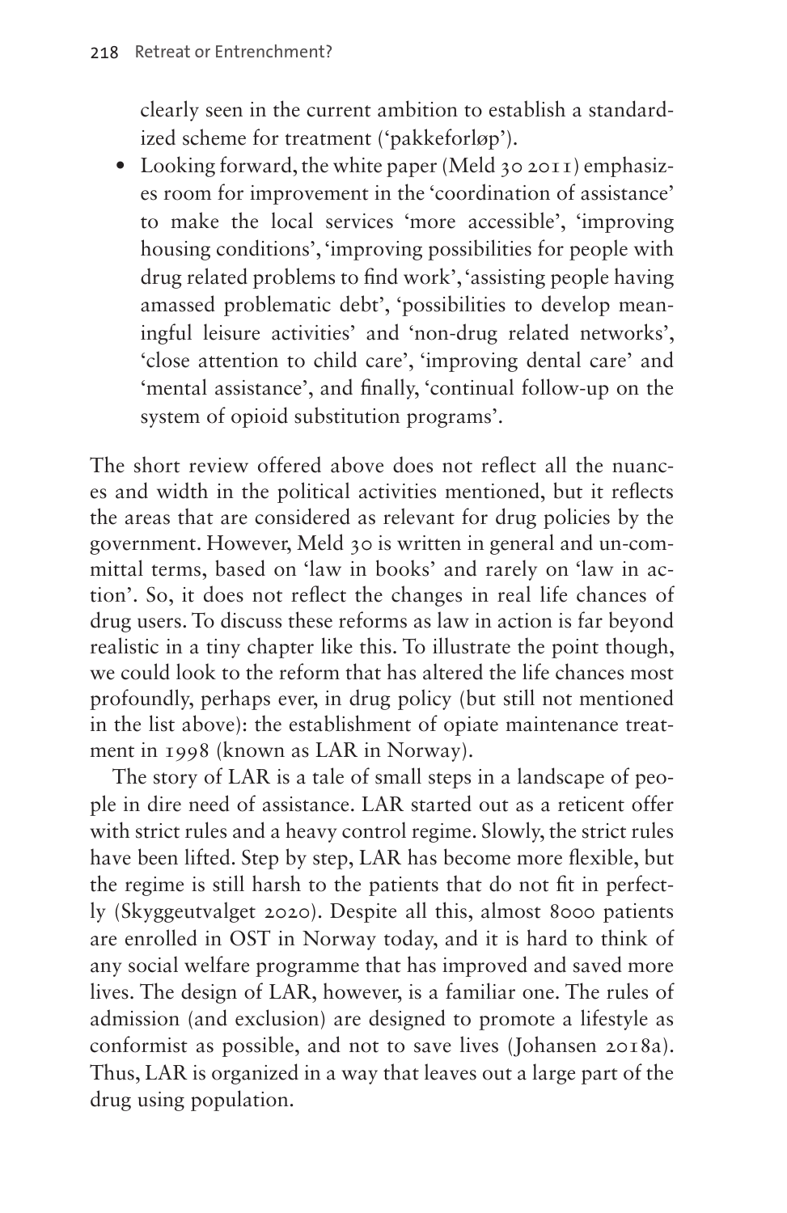clearly seen in the current ambition to establish a standardized scheme for treatment ('pakkeforløp').

- Looking forward, the white paper (Meld 30 2011) emphasizes room for improvement in the 'coordination of assistance' to make the local services 'more accessible', 'improving housing conditions', 'improving possibilities for people with drug related problems to find work', 'assisting people having amassed problematic debt', 'possibilities to develop meaningful leisure activities' and 'non-drug related networks', 'close attention to child care', 'improving dental care' and 'mental assistance', and finally, 'continual follow-up on the system of opioid substitution programs'.

The short review offered above does not reflect all the nuances and width in the political activities mentioned, but it reflects the areas that are considered as relevant for drug policies by the government. However, Meld 30 is written in general and un-committal terms, based on 'law in books' and rarely on 'law in action'. So, it does not reflect the changes in real life chances of drug users. To discuss these reforms as law in action is far beyond realistic in a tiny chapter like this. To illustrate the point though, we could look to the reform that has altered the life chances most profoundly, perhaps ever, in drug policy (but still not mentioned in the list above): the establishment of opiate maintenance treatment in 1998 (known as LAR in Norway).

The story of LAR is a tale of small steps in a landscape of people in dire need of assistance. LAR started out as a reticent offer with strict rules and a heavy control regime. Slowly, the strict rules have been lifted. Step by step, LAR has become more flexible, but the regime is still harsh to the patients that do not fit in perfectly (Skyggeutvalget 2020). Despite all this, almost 8000 patients are enrolled in OST in Norway today, and it is hard to think of any social welfare programme that has improved and saved more lives. The design of LAR, however, is a familiar one. The rules of admission (and exclusion) are designed to promote a lifestyle as conformist as possible, and not to save lives (Johansen 2018a). Thus, LAR is organized in a way that leaves out a large part of the drug using population.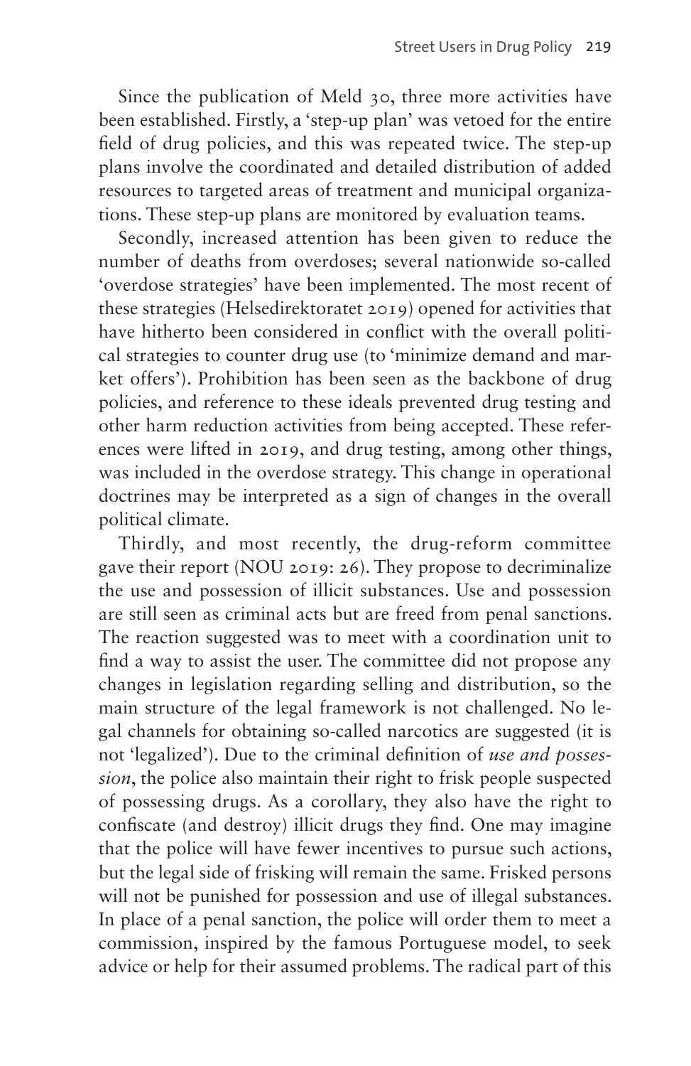Since the publication of Meld 30, three more activities have been established. Firstly, a 'step-up plan' was vetoed for the entire field of drug policies, and this was repeated twice. The step-up plans involve the coordinated and detailed distribution of added resources to targeted areas of treatment and municipal organizations. These step-up plans are monitored by evaluation teams.

Secondly, increased attention has been given to reduce the number of deaths from overdoses; several nationwide so-called 'overdose strategies' have been implemented. The most recent of these strategies (Helsedirektoratet 2019) opened for activities that have hitherto been considered in conflict with the overall political strategies to counter drug use (to 'minimize demand and market offers'). Prohibition has been seen as the backbone of drug policies, and reference to these ideals prevented drug testing and other harm reduction activities from being accepted. These references were lifted in 2019, and drug testing, among other things, was included in the overdose strategy. This change in operational doctrines may be interpreted as a sign of changes in the overall political climate.

Thirdly, and most recently, the drug-reform committee gave their report (NOU 2019: 26). They propose to decriminalize the use and possession of illicit substances. Use and possession are still seen as criminal acts but are freed from penal sanctions. The reaction suggested was to meet with a coordination unit to find a way to assist the user. The committee did not propose any changes in legislation regarding selling and distribution, so the main structure of the legal framework is not challenged. No legal channels for obtaining so-called narcotics are suggested (it is not 'legalized'). Due to the criminal definition of *use and possession*, the police also maintain their right to frisk people suspected of possessing drugs. As a corollary, they also have the right to confiscate (and destroy) illicit drugs they find. One may imagine that the police will have fewer incentives to pursue such actions, but the legal side of frisking will remain the same. Frisked persons will not be punished for possession and use of illegal substances. In place of a penal sanction, the police will order them to meet a commission, inspired by the famous Portuguese model, to seek advice or help for their assumed problems. The radical part of this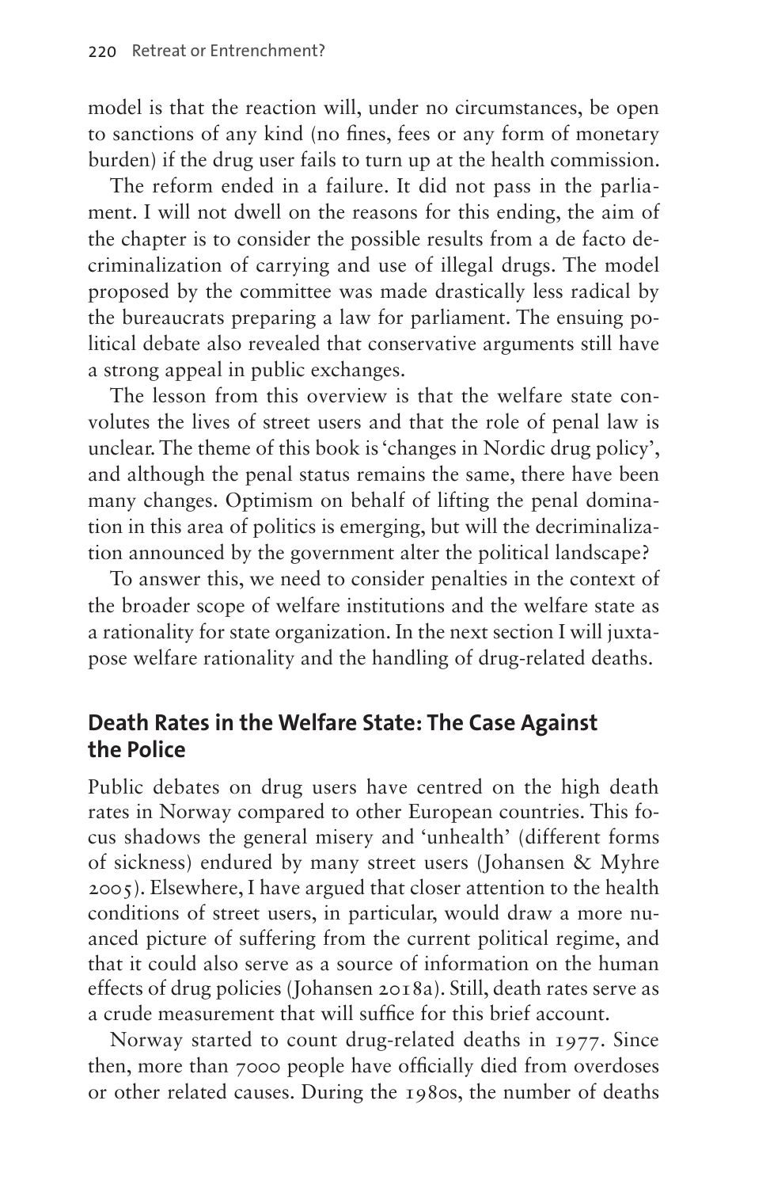model is that the reaction will, under no circumstances, be open to sanctions of any kind (no fines, fees or any form of monetary burden) if the drug user fails to turn up at the health commission.

The reform ended in a failure. It did not pass in the parliament. I will not dwell on the reasons for this ending, the aim of the chapter is to consider the possible results from a de facto decriminalization of carrying and use of illegal drugs. The model proposed by the committee was made drastically less radical by the bureaucrats preparing a law for parliament. The ensuing political debate also revealed that conservative arguments still have a strong appeal in public exchanges.

The lesson from this overview is that the welfare state convolutes the lives of street users and that the role of penal law is unclear. The theme of this book is 'changes in Nordic drug policy', and although the penal status remains the same, there have been many changes. Optimism on behalf of lifting the penal domination in this area of politics is emerging, but will the decriminalization announced by the government alter the political landscape?

To answer this, we need to consider penalties in the context of the broader scope of welfare institutions and the welfare state as a rationality for state organization. In the next section I will juxtapose welfare rationality and the handling of drug-related deaths.

## Death Rates in the Welfare State: The Case Against the Police

Public debates on drug users have centred on the high death rates in Norway compared to other European countries. This focus shadows the general misery and 'unhealth' (different forms of sickness) endured by many street users (Johansen & Myhre 2005). Elsewhere, I have argued that closer attention to the health conditions of street users, in particular, would draw a more nuanced picture of suffering from the current political regime, and that it could also serve as a source of information on the human effects of drug policies (Johansen 2018a). Still, death rates serve as a crude measurement that will suffice for this brief account.

Norway started to count drug-related deaths in 1977. Since then, more than 7000 people have officially died from overdoses or other related causes. During the 1980s, the number of deaths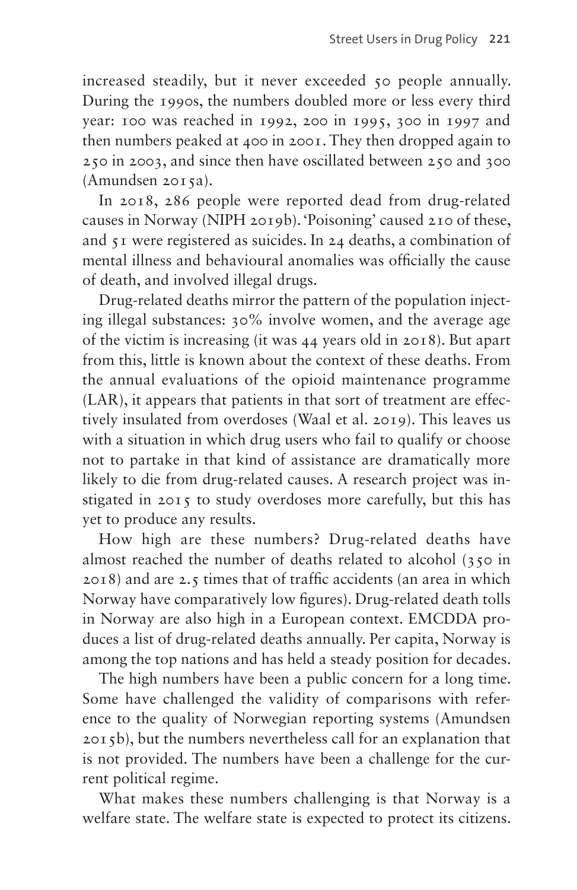increased steadily, but it never exceeded 50 people annually. During the 1990s, the numbers doubled more or less every third year: 100 was reached in 1992, 200 in 1995, 300 in 1997 and then numbers peaked at 400 in 2001. They then dropped again to 250 in 2003, and since then have oscillated between 250 and 300 (Amundsen 2015a).

In 2018, 286 people were reported dead from drug-related causes in Norway (NIPH 2019b). 'Poisoning' caused 210 of these, and 51 were registered as suicides. In 24 deaths, a combination of mental illness and behavioural anomalies was officially the cause of death, and involved illegal drugs.

Drug-related deaths mirror the pattern of the population injecting illegal substances: 30% involve women, and the average age of the victim is increasing (it was 44 years old in 2018). But apart from this, little is known about the context of these deaths. From the annual evaluations of the opioid maintenance programme (LAR), it appears that patients in that sort of treatment are effectively insulated from overdoses (Waal et al. 2019). This leaves us with a situation in which drug users who fail to qualify or choose not to partake in that kind of assistance are dramatically more likely to die from drug-related causes. A research project was instigated in 2015 to study overdoses more carefully, but this has yet to produce any results.

How high are these numbers? Drug-related deaths have almost reached the number of deaths related to alcohol (350 in 2018) and are 2.5 times that of traffic accidents (an area in which Norway have comparatively low figures). Drug-related death tolls in Norway are also high in a European context. EMCDDA produces a list of drug-related deaths annually. Per capita, Norway is among the top nations and has held a steady position for decades.

The high numbers have been a public concern for a long time. Some have challenged the validity of comparisons with reference to the quality of Norwegian reporting systems (Amundsen 2015b), but the numbers nevertheless call for an explanation that is not provided. The numbers have been a challenge for the current political regime.

What makes these numbers challenging is that Norway is a welfare state. The welfare state is expected to protect its citizens.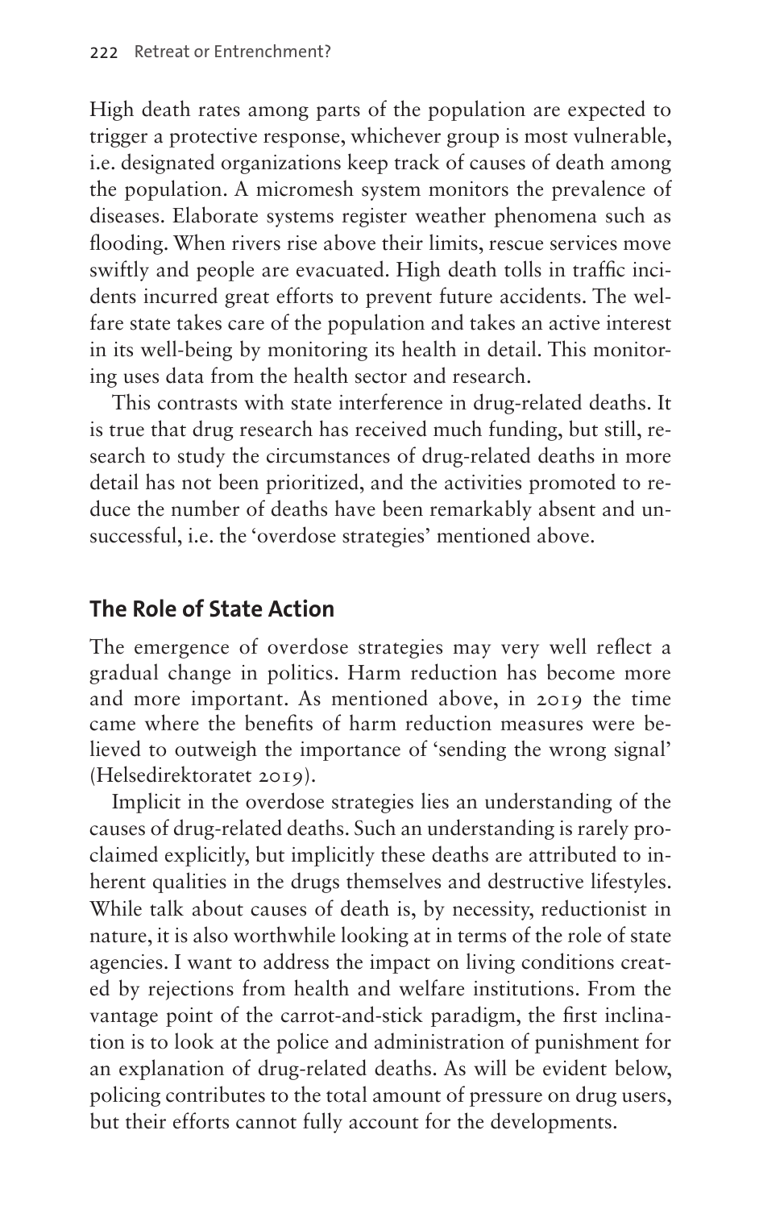High death rates among parts of the population are expected to trigger a protective response, whichever group is most vulnerable, i.e. designated organizations keep track of causes of death among the population. A micromesh system monitors the prevalence of diseases. Elaborate systems register weather phenomena such as flooding. When rivers rise above their limits, rescue services move swiftly and people are evacuated. High death tolls in traffic incidents incurred great efforts to prevent future accidents. The welfare state takes care of the population and takes an active interest in its well-being by monitoring its health in detail. This monitoring uses data from the health sector and research.

This contrasts with state interference in drug-related deaths. It is true that drug research has received much funding, but still, research to study the circumstances of drug-related deaths in more detail has not been prioritized, and the activities promoted to reduce the number of deaths have been remarkably absent and unsuccessful, i.e. the 'overdose strategies' mentioned above.

## The Role of State Action

The emergence of overdose strategies may very well reflect a gradual change in politics. Harm reduction has become more and more important. As mentioned above, in 2019 the time came where the benefits of harm reduction measures were believed to outweigh the importance of 'sending the wrong signal' (Helsedirektoratet 2019).

Implicit in the overdose strategies lies an understanding of the causes of drug-related deaths. Such an understanding is rarely proclaimed explicitly, but implicitly these deaths are attributed to inherent qualities in the drugs themselves and destructive lifestyles. While talk about causes of death is, by necessity, reductionist in nature, it is also worthwhile looking at in terms of the role of state agencies. I want to address the impact on living conditions created by rejections from health and welfare institutions. From the vantage point of the carrot-and-stick paradigm, the first inclination is to look at the police and administration of punishment for an explanation of drug-related deaths. As will be evident below, policing contributes to the total amount of pressure on drug users, but their efforts cannot fully account for the developments.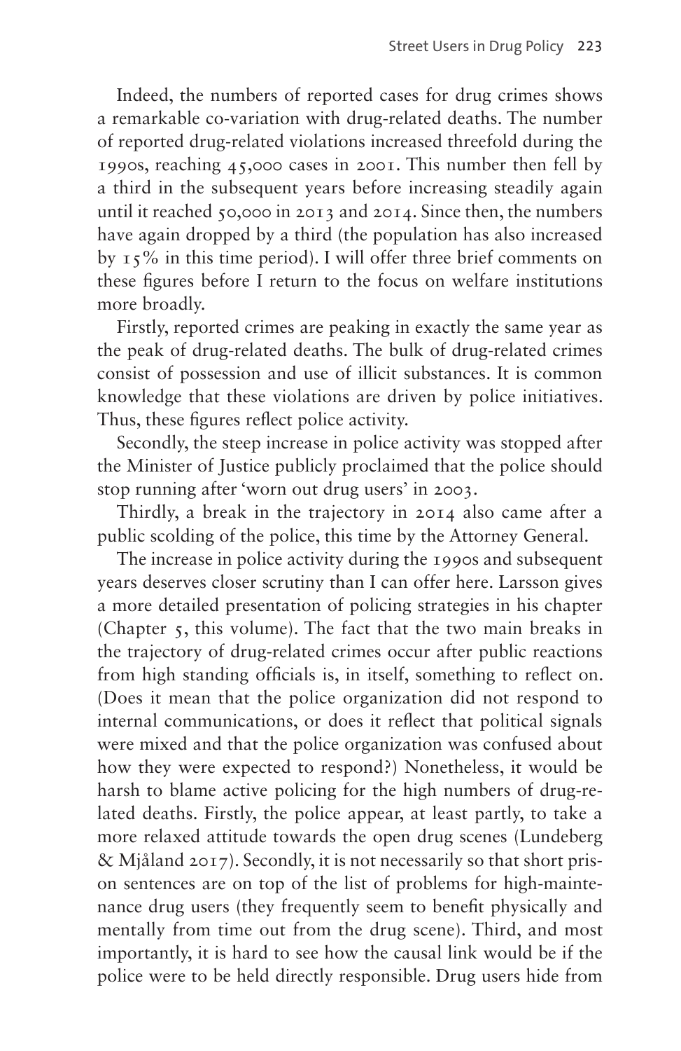Indeed, the numbers of reported cases for drug crimes shows a remarkable co-variation with drug-related deaths. The number of reported drug-related violations increased threefold during the 1990s, reaching 45,000 cases in 2001. This number then fell by a third in the subsequent years before increasing steadily again until it reached 50,000 in 2013 and 2014. Since then, the numbers have again dropped by a third (the population has also increased by 15% in this time period). I will offer three brief comments on these figures before I return to the focus on welfare institutions more broadly.

Firstly, reported crimes are peaking in exactly the same year as the peak of drug-related deaths. The bulk of drug-related crimes consist of possession and use of illicit substances. It is common knowledge that these violations are driven by police initiatives. Thus, these figures reflect police activity.

Secondly, the steep increase in police activity was stopped after the Minister of Justice publicly proclaimed that the police should stop running after 'worn out drug users' in 2003.

Thirdly, a break in the trajectory in 2014 also came after a public scolding of the police, this time by the Attorney General.

The increase in police activity during the 1990s and subsequent years deserves closer scrutiny than I can offer here. Larsson gives a more detailed presentation of policing strategies in his chapter (Chapter 5, this volume). The fact that the two main breaks in the trajectory of drug-related crimes occur after public reactions from high standing officials is, in itself, something to reflect on. (Does it mean that the police organization did not respond to internal communications, or does it reflect that political signals were mixed and that the police organization was confused about how they were expected to respond?) Nonetheless, it would be harsh to blame active policing for the high numbers of drug-related deaths. Firstly, the police appear, at least partly, to take a more relaxed attitude towards the open drug scenes (Lundeberg & Mjåland 2017). Secondly, it is not necessarily so that short prison sentences are on top of the list of problems for high-maintenance drug users (they frequently seem to benefit physically and mentally from time out from the drug scene). Third, and most importantly, it is hard to see how the causal link would be if the police were to be held directly responsible. Drug users hide from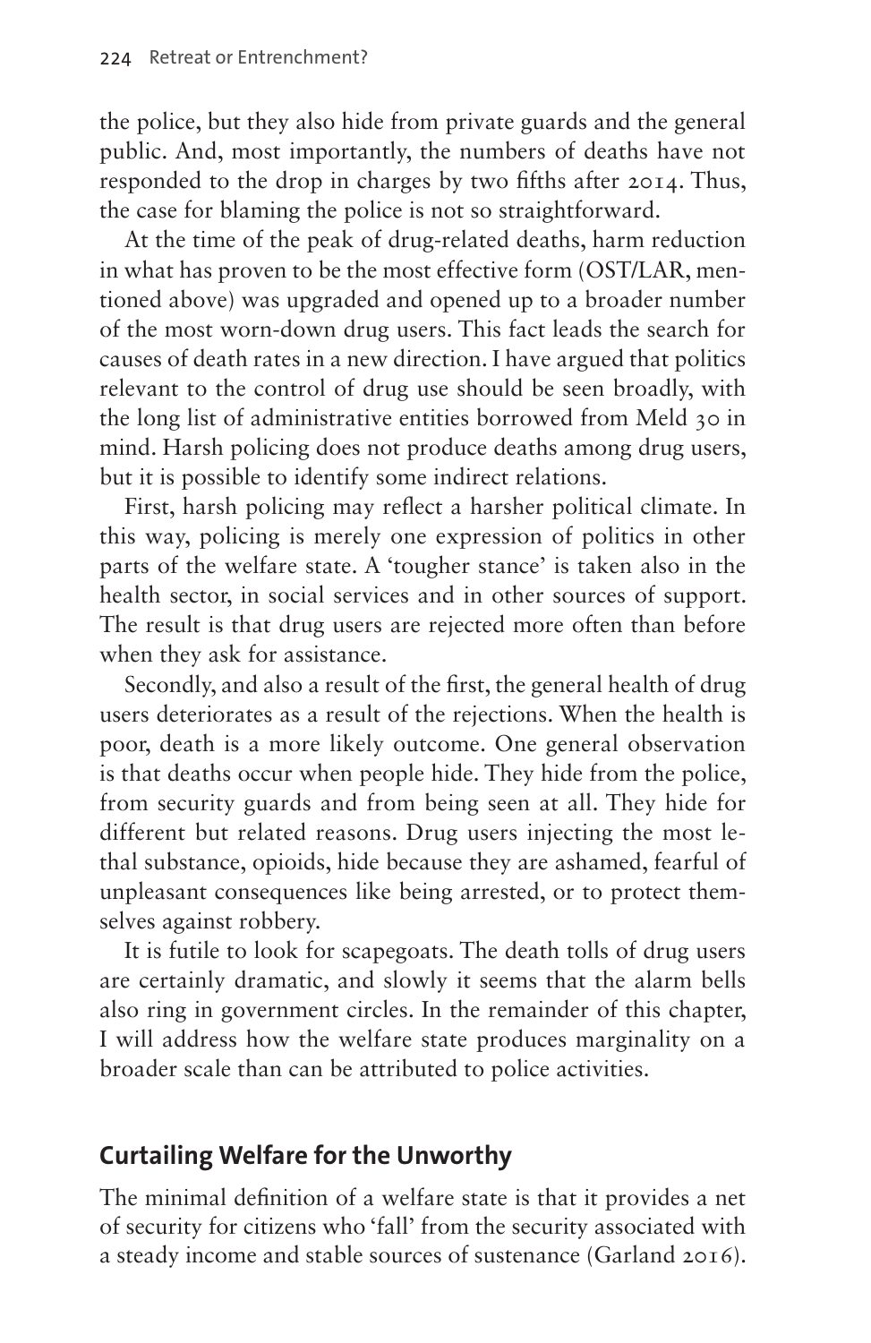the police, but they also hide from private guards and the general public. And, most importantly, the numbers of deaths have not responded to the drop in charges by two fifths after 2014. Thus, the case for blaming the police is not so straightforward.

At the time of the peak of drug-related deaths, harm reduction in what has proven to be the most effective form (OST/LAR, mentioned above) was upgraded and opened up to a broader number of the most worn-down drug users. This fact leads the search for causes of death rates in a new direction. I have argued that politics relevant to the control of drug use should be seen broadly, with the long list of administrative entities borrowed from Meld 30 in mind. Harsh policing does not produce deaths among drug users, but it is possible to identify some indirect relations.

First, harsh policing may reflect a harsher political climate. In this way, policing is merely one expression of politics in other parts of the welfare state. A 'tougher stance' is taken also in the health sector, in social services and in other sources of support. The result is that drug users are rejected more often than before when they ask for assistance.

Secondly, and also a result of the first, the general health of drug users deteriorates as a result of the rejections. When the health is poor, death is a more likely outcome. One general observation is that deaths occur when people hide. They hide from the police, from security guards and from being seen at all. They hide for different but related reasons. Drug users injecting the most lethal substance, opioids, hide because they are ashamed, fearful of unpleasant consequences like being arrested, or to protect themselves against robbery.

It is futile to look for scapegoats. The death tolls of drug users are certainly dramatic, and slowly it seems that the alarm bells also ring in government circles. In the remainder of this chapter, I will address how the welfare state produces marginality on a broader scale than can be attributed to police activities.

## Curtailing Welfare for the Unworthy

The minimal definition of a welfare state is that it provides a net of security for citizens who 'fall' from the security associated with a steady income and stable sources of sustenance (Garland 2016).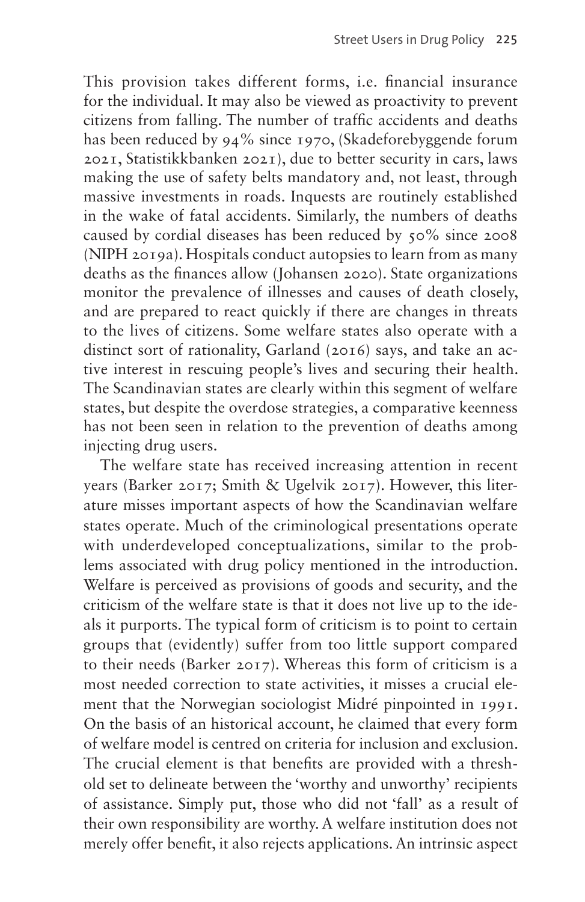This provision takes different forms, i.e. financial insurance for the individual. It may also be viewed as proactivity to prevent citizens from falling. The number of traffic accidents and deaths has been reduced by 94% since 1970, (Skadeforebyggende forum 2021, Statistikkbanken 2021), due to better security in cars, laws making the use of safety belts mandatory and, not least, through massive investments in roads. Inquests are routinely established in the wake of fatal accidents. Similarly, the numbers of deaths caused by cordial diseases has been reduced by 50% since 2008 (NIPH 2019a). Hospitals conduct autopsies to learn from as many deaths as the finances allow (Johansen 2020). State organizations monitor the prevalence of illnesses and causes of death closely, and are prepared to react quickly if there are changes in threats to the lives of citizens. Some welfare states also operate with a distinct sort of rationality, Garland (2016) says, and take an active interest in rescuing people's lives and securing their health. The Scandinavian states are clearly within this segment of welfare states, but despite the overdose strategies, a comparative keenness has not been seen in relation to the prevention of deaths among injecting drug users.

The welfare state has received increasing attention in recent years (Barker 2017; Smith & Ugelvik 2017). However, this literature misses important aspects of how the Scandinavian welfare states operate. Much of the criminological presentations operate with underdeveloped conceptualizations, similar to the problems associated with drug policy mentioned in the introduction. Welfare is perceived as provisions of goods and security, and the criticism of the welfare state is that it does not live up to the ideals it purports. The typical form of criticism is to point to certain groups that (evidently) suffer from too little support compared to their needs (Barker 2017). Whereas this form of criticism is a most needed correction to state activities, it misses a crucial element that the Norwegian sociologist Midré pinpointed in 1991. On the basis of an historical account, he claimed that every form of welfare model is centred on criteria for inclusion and exclusion. The crucial element is that benefits are provided with a threshold set to delineate between the 'worthy and unworthy' recipients of assistance. Simply put, those who did not 'fall' as a result of their own responsibility are worthy. A welfare institution does not merely offer benefit, it also rejects applications. An intrinsic aspect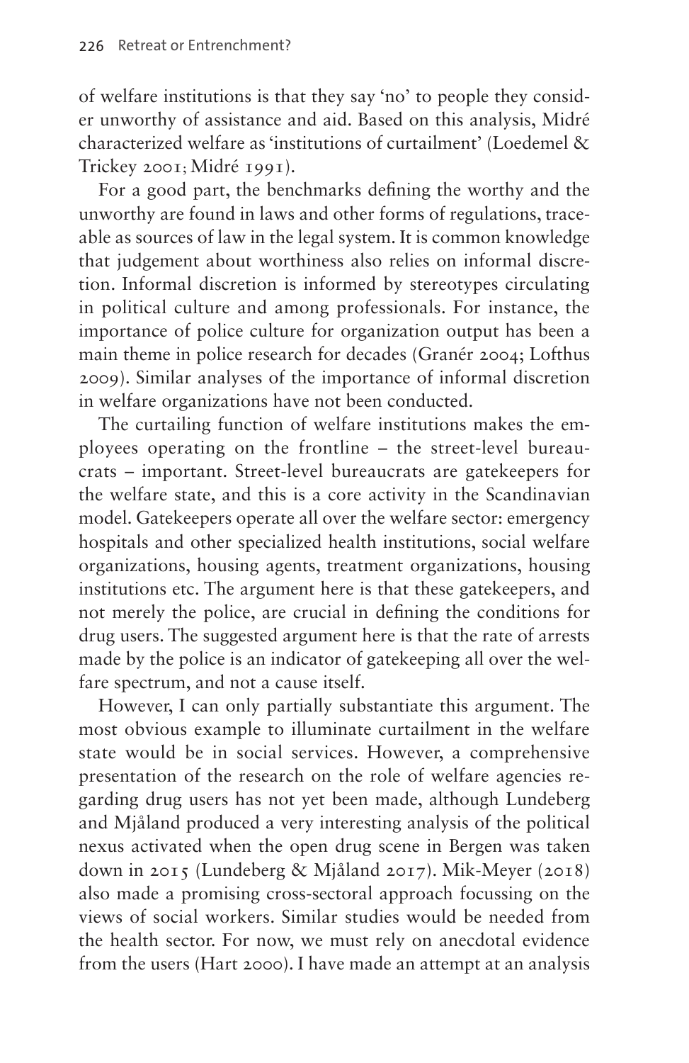of welfare institutions is that they say 'no' to people they consider unworthy of assistance and aid. Based on this analysis, Midré characterized welfare as 'institutions of curtailment' (Loedemel & Trickey 2001; Midré 1991).

For a good part, the benchmarks defining the worthy and the unworthy are found in laws and other forms of regulations, traceable as sources of law in the legal system. It is common knowledge that judgement about worthiness also relies on informal discretion. Informal discretion is informed by stereotypes circulating in political culture and among professionals. For instance, the importance of police culture for organization output has been a main theme in police research for decades (Granér 2004; Lofthus 2009). Similar analyses of the importance of informal discretion in welfare organizations have not been conducted.

The curtailing function of welfare institutions makes the employees operating on the frontline – the street-level bureaucrats – important. Street-level bureaucrats are gatekeepers for the welfare state, and this is a core activity in the Scandinavian model. Gatekeepers operate all over the welfare sector: emergency hospitals and other specialized health institutions, social welfare organizations, housing agents, treatment organizations, housing institutions etc. The argument here is that these gatekeepers, and not merely the police, are crucial in defining the conditions for drug users. The suggested argument here is that the rate of arrests made by the police is an indicator of gatekeeping all over the welfare spectrum, and not a cause itself.

However, I can only partially substantiate this argument. The most obvious example to illuminate curtailment in the welfare state would be in social services. However, a comprehensive presentation of the research on the role of welfare agencies regarding drug users has not yet been made, although Lundeberg and Mjåland produced a very interesting analysis of the political nexus activated when the open drug scene in Bergen was taken down in 2015 (Lundeberg & Mjåland 2017). Mik-Meyer (2018) also made a promising cross-sectoral approach focussing on the views of social workers. Similar studies would be needed from the health sector. For now, we must rely on anecdotal evidence from the users (Hart 2000). I have made an attempt at an analysis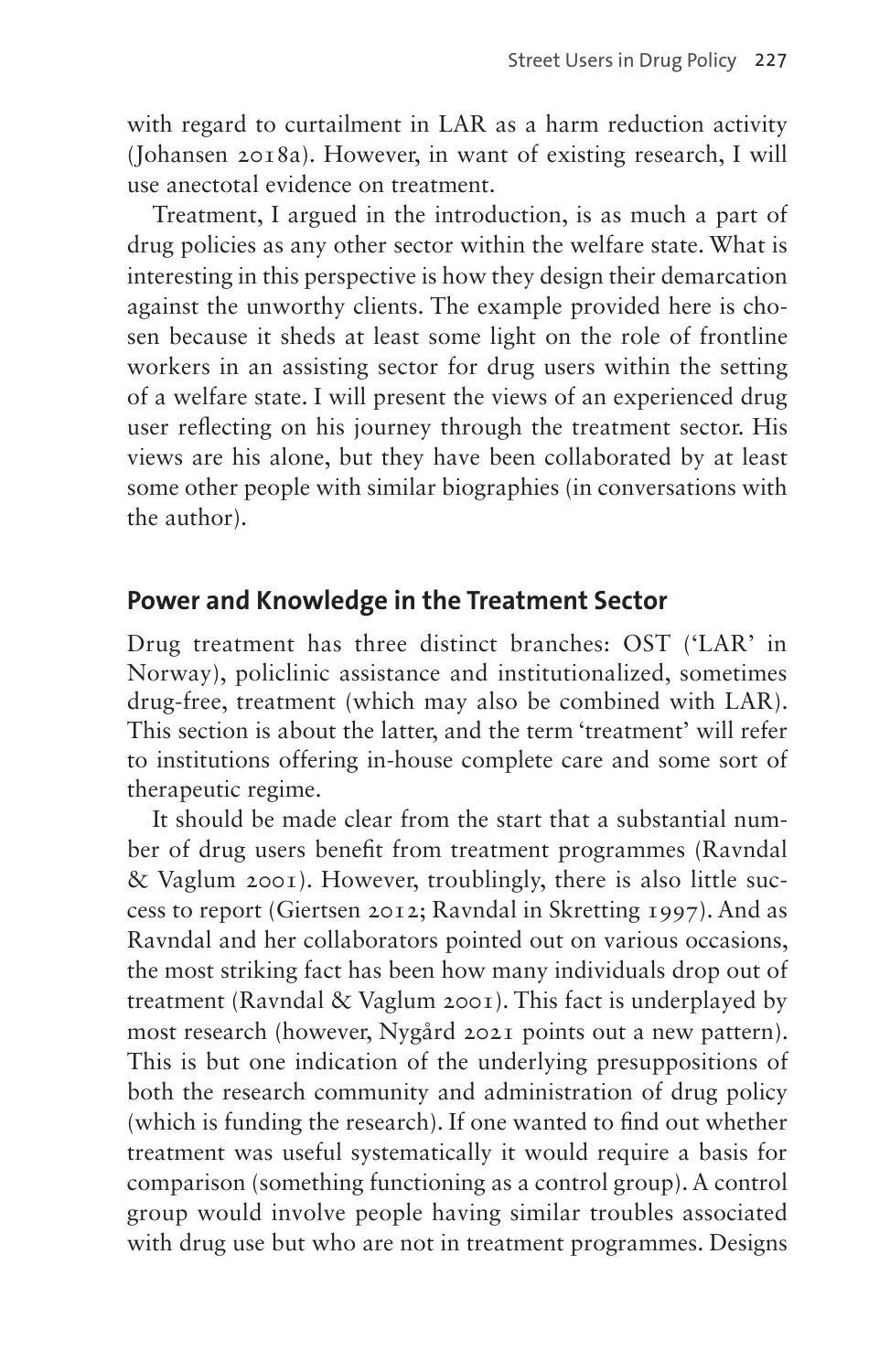with regard to curtailment in LAR as a harm reduction activity (Johansen 2018a). However, in want of existing research, I will use anectotal evidence on treatment.

Treatment, I argued in the introduction, is as much a part of drug policies as any other sector within the welfare state. What is interesting in this perspective is how they design their demarcation against the unworthy clients. The example provided here is chosen because it sheds at least some light on the role of frontline workers in an assisting sector for drug users within the setting of a welfare state. I will present the views of an experienced drug user reflecting on his journey through the treatment sector. His views are his alone, but they have been collaborated by at least some other people with similar biographies (in conversations with the author).

## Power and Knowledge in the Treatment Sector

Drug treatment has three distinct branches: OST ('LAR' in Norway), policlinic assistance and institutionalized, sometimes drug-free, treatment (which may also be combined with LAR). This section is about the latter, and the term 'treatment' will refer to institutions offering in-house complete care and some sort of therapeutic regime.

It should be made clear from the start that a substantial number of drug users benefit from treatment programmes (Ravndal & Vaglum 2001). However, troublingly, there is also little success to report (Giertsen 2012; Ravndal in Skretting 1997). And as Ravndal and her collaborators pointed out on various occasions, the most striking fact has been how many individuals drop out of treatment (Ravndal & Vaglum 2001). This fact is underplayed by most research (however, Nygård 2021 points out a new pattern). This is but one indication of the underlying presuppositions of both the research community and administration of drug policy (which is funding the research). If one wanted to find out whether treatment was useful systematically it would require a basis for comparison (something functioning as a control group). A control group would involve people having similar troubles associated with drug use but who are not in treatment programmes. Designs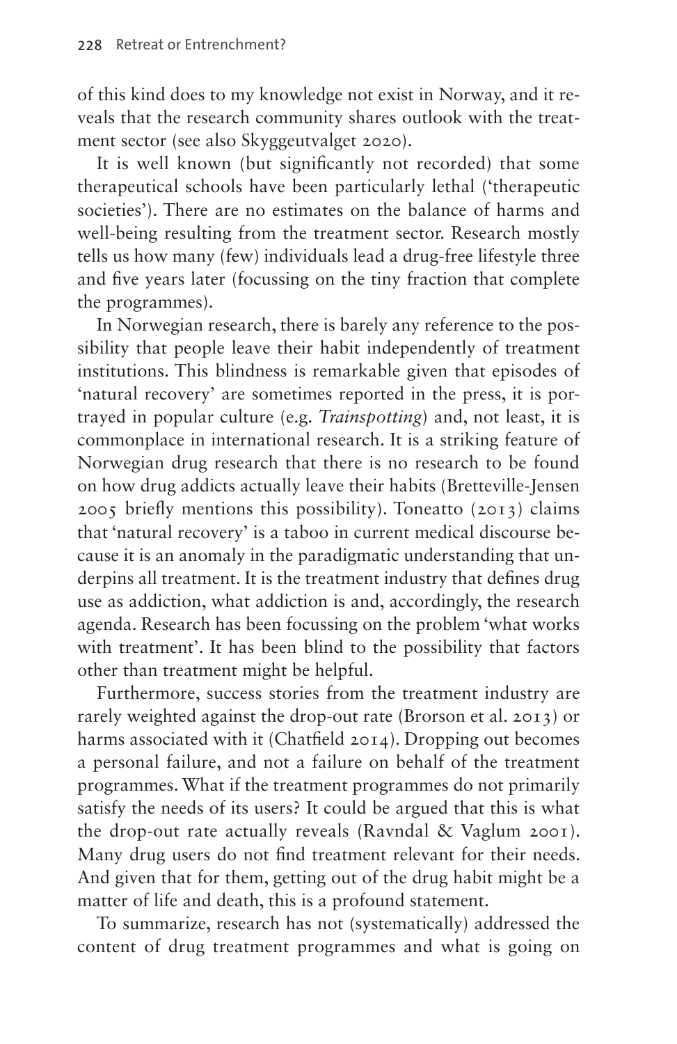of this kind does to my knowledge not exist in Norway, and it reveals that the research community shares outlook with the treatment sector (see also Skyggeutvalget 2020).

It is well known (but significantly not recorded) that some therapeutical schools have been particularly lethal ('therapeutic societies'). There are no estimates on the balance of harms and well-being resulting from the treatment sector. Research mostly tells us how many (few) individuals lead a drug-free lifestyle three and five years later (focussing on the tiny fraction that complete the programmes).

In Norwegian research, there is barely any reference to the possibility that people leave their habit independently of treatment institutions. This blindness is remarkable given that episodes of 'natural recovery' are sometimes reported in the press, it is portrayed in popular culture (e.g. *Trainspotting*) and, not least, it is commonplace in international research. It is a striking feature of Norwegian drug research that there is no research to be found on how drug addicts actually leave their habits (Bretteville-Jensen 2005 briefly mentions this possibility). Toneatto (2013) claims that 'natural recovery' is a taboo in current medical discourse because it is an anomaly in the paradigmatic understanding that underpins all treatment. It is the treatment industry that defines drug use as addiction, what addiction is and, accordingly, the research agenda. Research has been focussing on the problem 'what works with treatment'. It has been blind to the possibility that factors other than treatment might be helpful.

Furthermore, success stories from the treatment industry are rarely weighted against the drop-out rate (Brorson et al. 2013) or harms associated with it (Chatfield 2014). Dropping out becomes a personal failure, and not a failure on behalf of the treatment programmes. What if the treatment programmes do not primarily satisfy the needs of its users? It could be argued that this is what the drop-out rate actually reveals (Ravndal & Vaglum 2001). Many drug users do not find treatment relevant for their needs. And given that for them, getting out of the drug habit might be a matter of life and death, this is a profound statement.

To summarize, research has not (systematically) addressed the content of drug treatment programmes and what is going on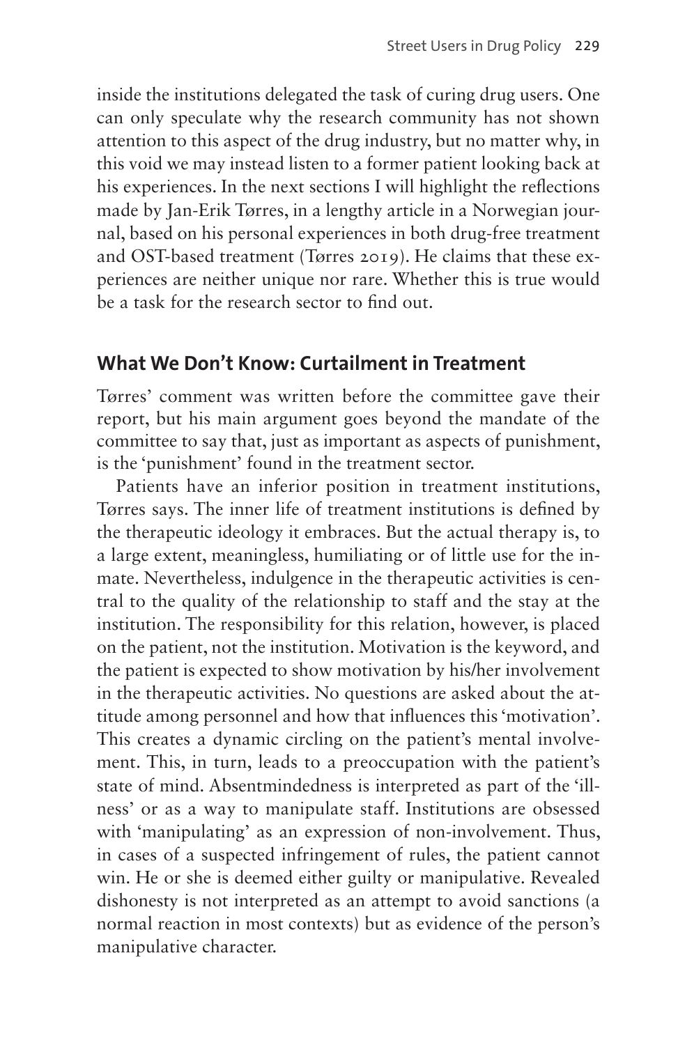inside the institutions delegated the task of curing drug users. One can only speculate why the research community has not shown attention to this aspect of the drug industry, but no matter why, in this void we may instead listen to a former patient looking back at his experiences. In the next sections I will highlight the reflections made by Jan-Erik Tørres, in a lengthy article in a Norwegian journal, based on his personal experiences in both drug-free treatment and OST-based treatment (Tørres 2019). He claims that these experiences are neither unique nor rare. Whether this is true would be a task for the research sector to find out.

## What We Don't Know: Curtailment in Treatment

Tørres' comment was written before the committee gave their report, but his main argument goes beyond the mandate of the committee to say that, just as important as aspects of punishment, is the 'punishment' found in the treatment sector.

Patients have an inferior position in treatment institutions, Tørres says. The inner life of treatment institutions is defined by the therapeutic ideology it embraces. But the actual therapy is, to a large extent, meaningless, humiliating or of little use for the inmate. Nevertheless, indulgence in the therapeutic activities is central to the quality of the relationship to staff and the stay at the institution. The responsibility for this relation, however, is placed on the patient, not the institution. Motivation is the keyword, and the patient is expected to show motivation by his/her involvement in the therapeutic activities. No questions are asked about the attitude among personnel and how that influences this 'motivation'. This creates a dynamic circling on the patient's mental involvement. This, in turn, leads to a preoccupation with the patient's state of mind. Absentmindedness is interpreted as part of the 'illness' or as a way to manipulate staff. Institutions are obsessed with 'manipulating' as an expression of non-involvement. Thus, in cases of a suspected infringement of rules, the patient cannot win. He or she is deemed either guilty or manipulative. Revealed dishonesty is not interpreted as an attempt to avoid sanctions (a normal reaction in most contexts) but as evidence of the person's manipulative character.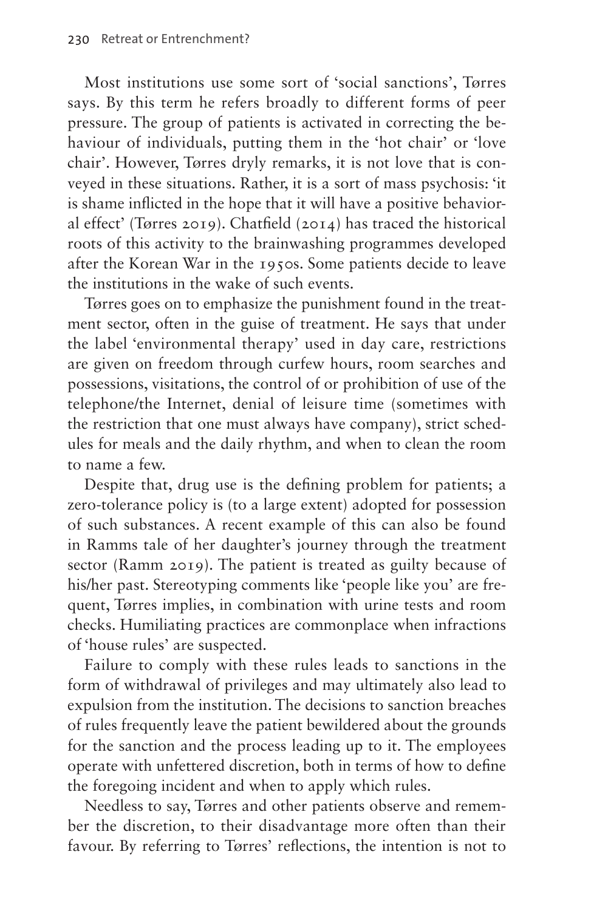Most institutions use some sort of 'social sanctions', Tørres says. By this term he refers broadly to different forms of peer pressure. The group of patients is activated in correcting the behaviour of individuals, putting them in the 'hot chair' or 'love chair'. However, Tørres dryly remarks, it is not love that is conveyed in these situations. Rather, it is a sort of mass psychosis: 'it is shame inflicted in the hope that it will have a positive behavioral effect' (Tørres 2019). Chatfield (2014) has traced the historical roots of this activity to the brainwashing programmes developed after the Korean War in the 1950s. Some patients decide to leave the institutions in the wake of such events.

Tørres goes on to emphasize the punishment found in the treatment sector, often in the guise of treatment. He says that under the label 'environmental therapy' used in day care, restrictions are given on freedom through curfew hours, room searches and possessions, visitations, the control of or prohibition of use of the telephone/the Internet, denial of leisure time (sometimes with the restriction that one must always have company), strict schedules for meals and the daily rhythm, and when to clean the room to name a few.

Despite that, drug use is the defining problem for patients; a zero-tolerance policy is (to a large extent) adopted for possession of such substances. A recent example of this can also be found in Ramms tale of her daughter's journey through the treatment sector (Ramm 2019). The patient is treated as guilty because of his/her past. Stereotyping comments like 'people like you' are frequent, Tørres implies, in combination with urine tests and room checks. Humiliating practices are commonplace when infractions of 'house rules' are suspected.

Failure to comply with these rules leads to sanctions in the form of withdrawal of privileges and may ultimately also lead to expulsion from the institution. The decisions to sanction breaches of rules frequently leave the patient bewildered about the grounds for the sanction and the process leading up to it. The employees operate with unfettered discretion, both in terms of how to define the foregoing incident and when to apply which rules.

Needless to say, Tørres and other patients observe and remember the discretion, to their disadvantage more often than their favour. By referring to Tørres' reflections, the intention is not to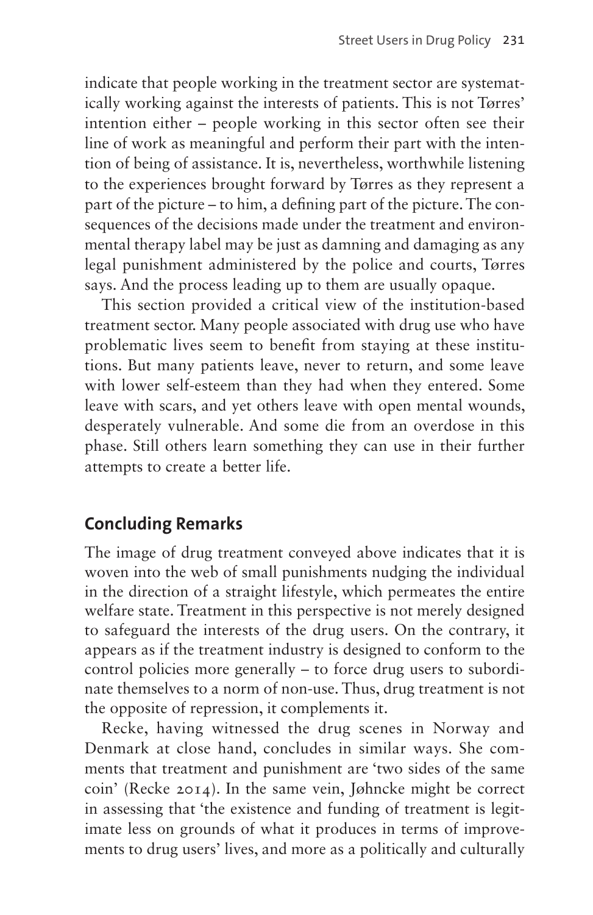indicate that people working in the treatment sector are systematically working against the interests of patients. This is not Tørres' intention either – people working in this sector often see their line of work as meaningful and perform their part with the intention of being of assistance. It is, nevertheless, worthwhile listening to the experiences brought forward by Tørres as they represent a part of the picture – to him, a defining part of the picture. The consequences of the decisions made under the treatment and environmental therapy label may be just as damning and damaging as any legal punishment administered by the police and courts, Tørres says. And the process leading up to them are usually opaque.

This section provided a critical view of the institution-based treatment sector. Many people associated with drug use who have problematic lives seem to benefit from staying at these institutions. But many patients leave, never to return, and some leave with lower self-esteem than they had when they entered. Some leave with scars, and yet others leave with open mental wounds, desperately vulnerable. And some die from an overdose in this phase. Still others learn something they can use in their further attempts to create a better life.

## Concluding Remarks

The image of drug treatment conveyed above indicates that it is woven into the web of small punishments nudging the individual in the direction of a straight lifestyle, which permeates the entire welfare state. Treatment in this perspective is not merely designed to safeguard the interests of the drug users. On the contrary, it appears as if the treatment industry is designed to conform to the control policies more generally – to force drug users to subordinate themselves to a norm of non-use. Thus, drug treatment is not the opposite of repression, it complements it.

Recke, having witnessed the drug scenes in Norway and Denmark at close hand, concludes in similar ways. She comments that treatment and punishment are 'two sides of the same coin' (Recke 2014). In the same vein, Jøhncke might be correct in assessing that 'the existence and funding of treatment is legitimate less on grounds of what it produces in terms of improvements to drug users' lives, and more as a politically and culturally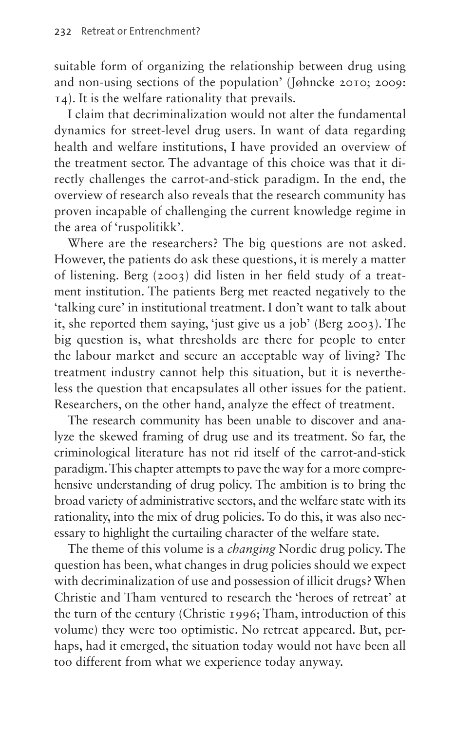suitable form of organizing the relationship between drug using and non-using sections of the population' (Jøhncke 2010; 2009: 14). It is the welfare rationality that prevails.

I claim that decriminalization would not alter the fundamental dynamics for street-level drug users. In want of data regarding health and welfare institutions, I have provided an overview of the treatment sector. The advantage of this choice was that it directly challenges the carrot-and-stick paradigm. In the end, the overview of research also reveals that the research community has proven incapable of challenging the current knowledge regime in the area of 'ruspolitikk'.

Where are the researchers? The big questions are not asked. However, the patients do ask these questions, it is merely a matter of listening. Berg (2003) did listen in her field study of a treatment institution. The patients Berg met reacted negatively to the 'talking cure' in institutional treatment. I don't want to talk about it, she reported them saying, 'just give us a job' (Berg 2003). The big question is, what thresholds are there for people to enter the labour market and secure an acceptable way of living? The treatment industry cannot help this situation, but it is nevertheless the question that encapsulates all other issues for the patient. Researchers, on the other hand, analyze the effect of treatment.

The research community has been unable to discover and analyze the skewed framing of drug use and its treatment. So far, the criminological literature has not rid itself of the carrot-and-stick paradigm. This chapter attempts to pave the way for a more comprehensive understanding of drug policy. The ambition is to bring the broad variety of administrative sectors, and the welfare state with its rationality, into the mix of drug policies. To do this, it was also necessary to highlight the curtailing character of the welfare state.

The theme of this volume is a *changing* Nordic drug policy. The question has been, what changes in drug policies should we expect with decriminalization of use and possession of illicit drugs? When Christie and Tham ventured to research the 'heroes of retreat' at the turn of the century (Christie 1996; Tham, introduction of this volume) they were too optimistic. No retreat appeared. But, perhaps, had it emerged, the situation today would not have been all too different from what we experience today anyway.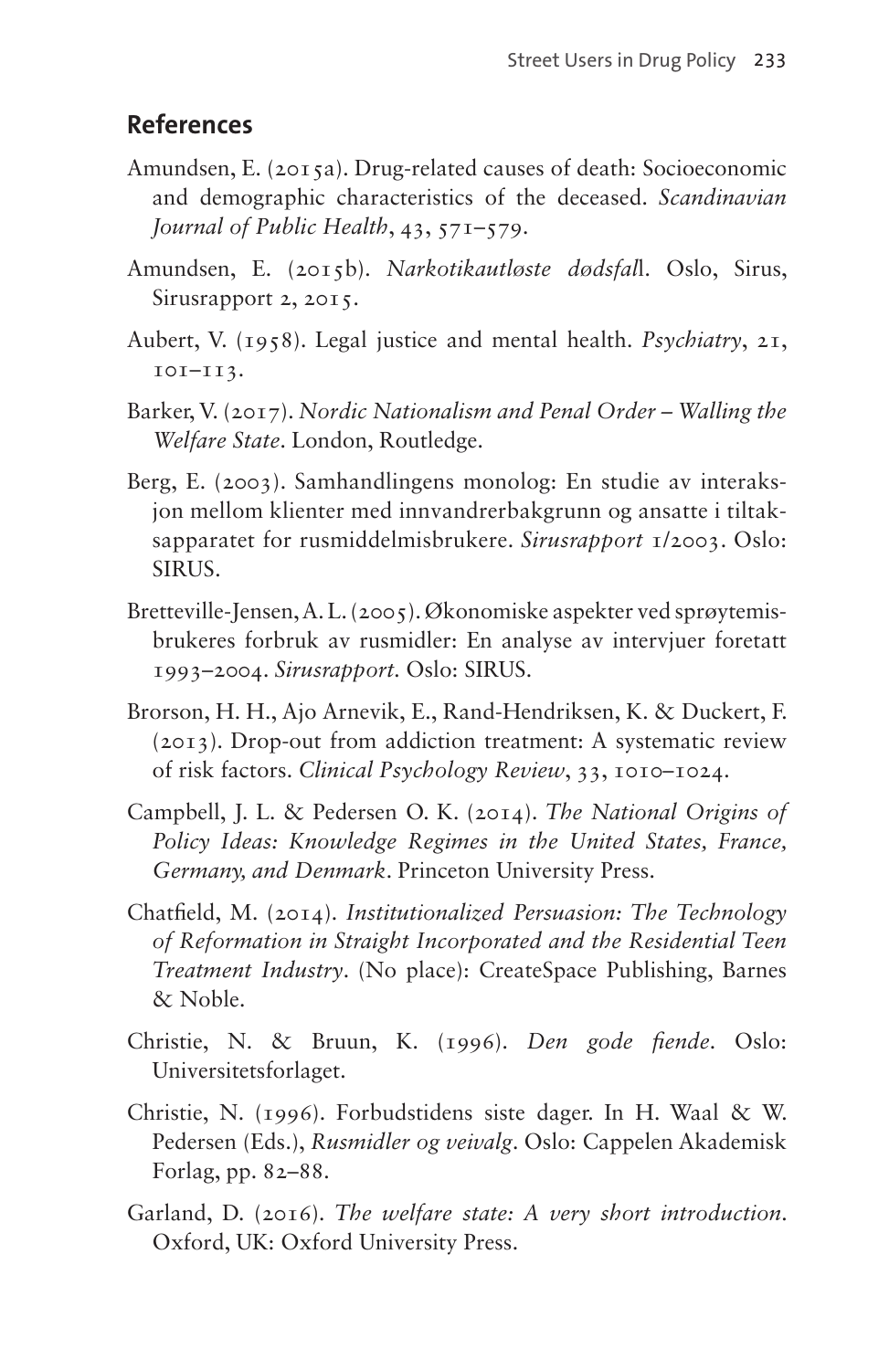## References

Amundsen, E. (2015a). Drug-related causes of death: Socioeconomic and demographic characteristics of the deceased. *Scandinavian Journal of Public Health*, 43, 571–579.

Amundsen, E. (2015b). *Narkotikautløste dødsfal*l. Oslo, Sirus, Sirusrapport 2, 2015.

Aubert, V. (1958). Legal justice and mental health. *Psychiatry*, 21, 101–113.

Barker, V. (2017). *Nordic Nationalism and Penal Order – Walling the Welfare State*. London, Routledge.

Berg, E. (2003). Samhandlingens monolog: En studie av interaksjon mellom klienter med innvandrerbakgrunn og ansatte i tiltaksapparatet for rusmiddelmisbrukere. *Sirusrapport* 1/2003. Oslo: SIRUS.

Bretteville-Jensen, A. L. (2005). Økonomiske aspekter ved sprøytemisbrukeres forbruk av rusmidler: En analyse av intervjuer foretatt 1993–2004. *Sirusrapport*. Oslo: SIRUS.

Brorson, H. H., Ajo Arnevik, E., Rand-Hendriksen, K. & Duckert, F. (2013). Drop-out from addiction treatment: A systematic review of risk factors. *Clinical Psychology Review*, 33, 1010–1024.

Campbell, J. L. & Pedersen O. K. (2014). *The National Origins of Policy Ideas: Knowledge Regimes in the United States, France, Germany, and Denmark*. Princeton University Press.

Chatfield, M. (2014). *Institutionalized Persuasion: The Technology of Reformation in Straight Incorporated and the Residential Teen Treatment Industry*. (No place): CreateSpace Publishing, Barnes & Noble.

Christie, N. & Bruun, K. (1996). *Den gode fiende*. Oslo: Universitetsforlaget.

Christie, N. (1996). Forbudstidens siste dager. In H. Waal & W. Pedersen (Eds.), *Rusmidler og veivalg*. Oslo: Cappelen Akademisk Forlag, pp. 82–88.

Garland, D. (2016). *The welfare state: A very short introduction*. Oxford, UK: Oxford University Press.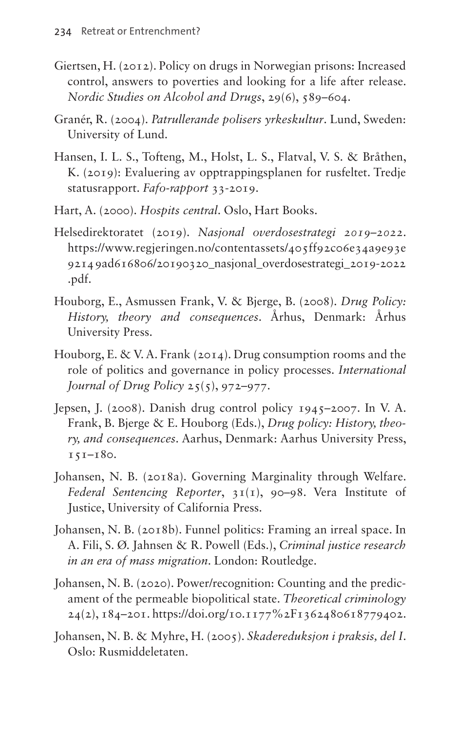Giertsen, H. (2012). Policy on drugs in Norwegian prisons: Increased control, answers to poverties and looking for a life after release. *Nordic Studies on Alcohol and Drugs*, 29(6), 589–604.

Granér, R. (2004). *Patrullerande polisers yrkeskultur*. Lund, Sweden: University of Lund.

Hansen, I. L. S., Tofteng, M., Holst, L. S., Flatval, V. S. & Bråthen, K. (2019): Evaluering av opptrappingsplanen for rusfeltet. Tredje statusrapport. *Fafo-rapport* 33-2019.

Hart, A. (2000). *Hospits central*. Oslo, Hart Books.

Helsedirektoratet (2019). *Nasjonal overdosestrategi 2019–2022*. https://www.regjeringen.no/contentassets/405ff92c06e34a9e93e92149ad616806/20190320_nasjonal_overdosestrategi_2019-2022.pdf.

Houborg, E., Asmussen Frank, V. & Bjerge, B. (2008). *Drug Policy: History, theory and consequences*. Århus, Denmark: Århus University Press.

Houborg, E. & V. A. Frank (2014). Drug consumption rooms and the role of politics and governance in policy processes. *International Journal of Drug Policy* 25(5), 972–977.

Jepsen, J. (2008). Danish drug control policy 1945–2007. In V. A. Frank, B. Bjerge & E. Houborg (Eds.), *Drug policy: History, theory, and consequences*. Aarhus, Denmark: Aarhus University Press, 151–180.

Johansen, N. B. (2018a). Governing Marginality through Welfare. *Federal Sentencing Reporter*, 31(1), 90–98. Vera Institute of Justice, University of California Press.

Johansen, N. B. (2018b). Funnel politics: Framing an irreal space. In A. Fili, S. Ø. Jahnsen & R. Powell (Eds.), *Criminal justice research in an era of mass migration*. London: Routledge.

Johansen, N. B. (2020). Power/recognition: Counting and the predicament of the permeable biopolitical state. *Theoretical criminology* 24(2), 184–201. https://doi.org/10.1177%2F1362480618779402.

Johansen, N. B. & Myhre, H. (2005). *Skadereduksjon i praksis, del I*. Oslo: Rusmiddeletaten.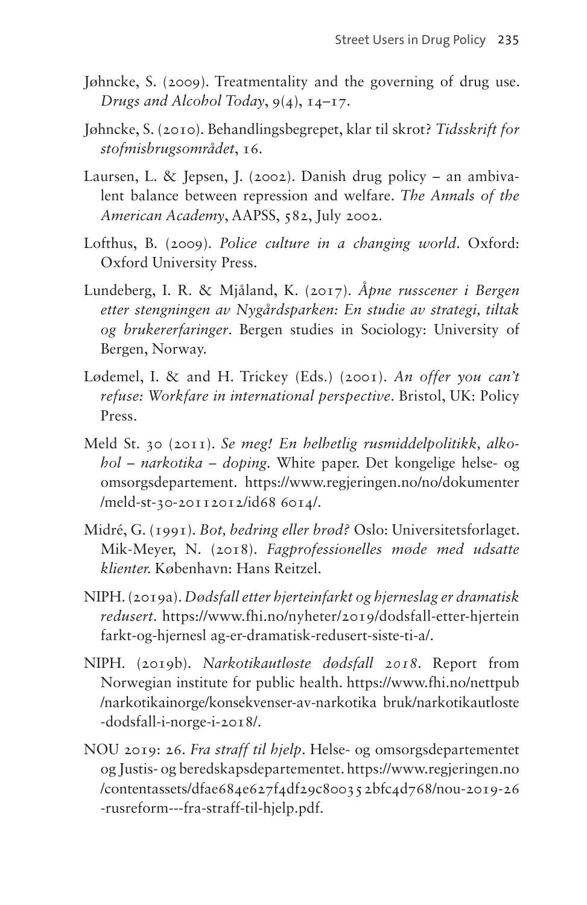Jøhncke, S. (2009). Treatmentality and the governing of drug use. *Drugs and Alcohol Today*, 9(4), 14–17.

Jøhncke, S. (2010). Behandlingsbegrepet, klar til skrot? *Tidsskrift for stofmisbrugsområdet*, 16.

Laursen, L. & Jepsen, J. (2002). Danish drug policy – an ambivalent balance between repression and welfare. *The Annals of the American Academy*, AAPSS, 582, July 2002.

Lofthus, B. (2009). *Police culture in a changing world*. Oxford: Oxford University Press.

Lundeberg, I. R. & Mjåland, K. (2017). *Åpne russcener i Bergen etter stengningen av Nygårdsparken: En studie av strategi, tiltak og brukererfaringer*. Bergen studies in Sociology: University of Bergen, Norway.

Lødemel, I. & and H. Trickey (Eds.) (2001). *An offer you can't refuse: Workfare in international perspective*. Bristol, UK: Policy Press.

Meld St. 30 (2011). *Se meg! En helhetlig rusmiddelpolitikk, alkohol – narkotika – doping*. White paper. Det kongelige helse- og omsorgsdepartement. https://www.regjeringen.no/no/dokumenter/meld-st-30-20112012/id68 6014/.

Midré, G. (1991). *Bot, bedring eller brød?* Oslo: Universitetsforlaget. Mik-Meyer, N. (2018). *Fagprofessionelles møde med udsatte klienter*. København: Hans Reitzel.

NIPH. (2019a). *Dødsfall etter hjerteinfarkt og hjerneslag er dramatisk redusert*. https://www.fhi.no/nyheter/2019/dodsfall-etter-hjertein farkt-og-hjernesl ag-er-dramatisk-redusert-siste-ti-a/.

NIPH. (2019b). *Narkotikautløste dødsfall 2018*. Report from Norwegian institute for public health. https://www.fhi.no/nettpub/narkotikainorge/konsekvenser-av-narkotika bruk/narkotikautloste-dodsfall-i-norge-i-2018/.

NOU 2019: 26. *Fra straff til hjelp*. Helse- og omsorgsdepartementet og Justis- og beredskapsdepartementet. https://www.regjeringen.no/contentassets/dfae684e627f4df29c80035 2bfc4d768/nou-2019-26-rusreform---fra-straff-til-hjelp.pdf.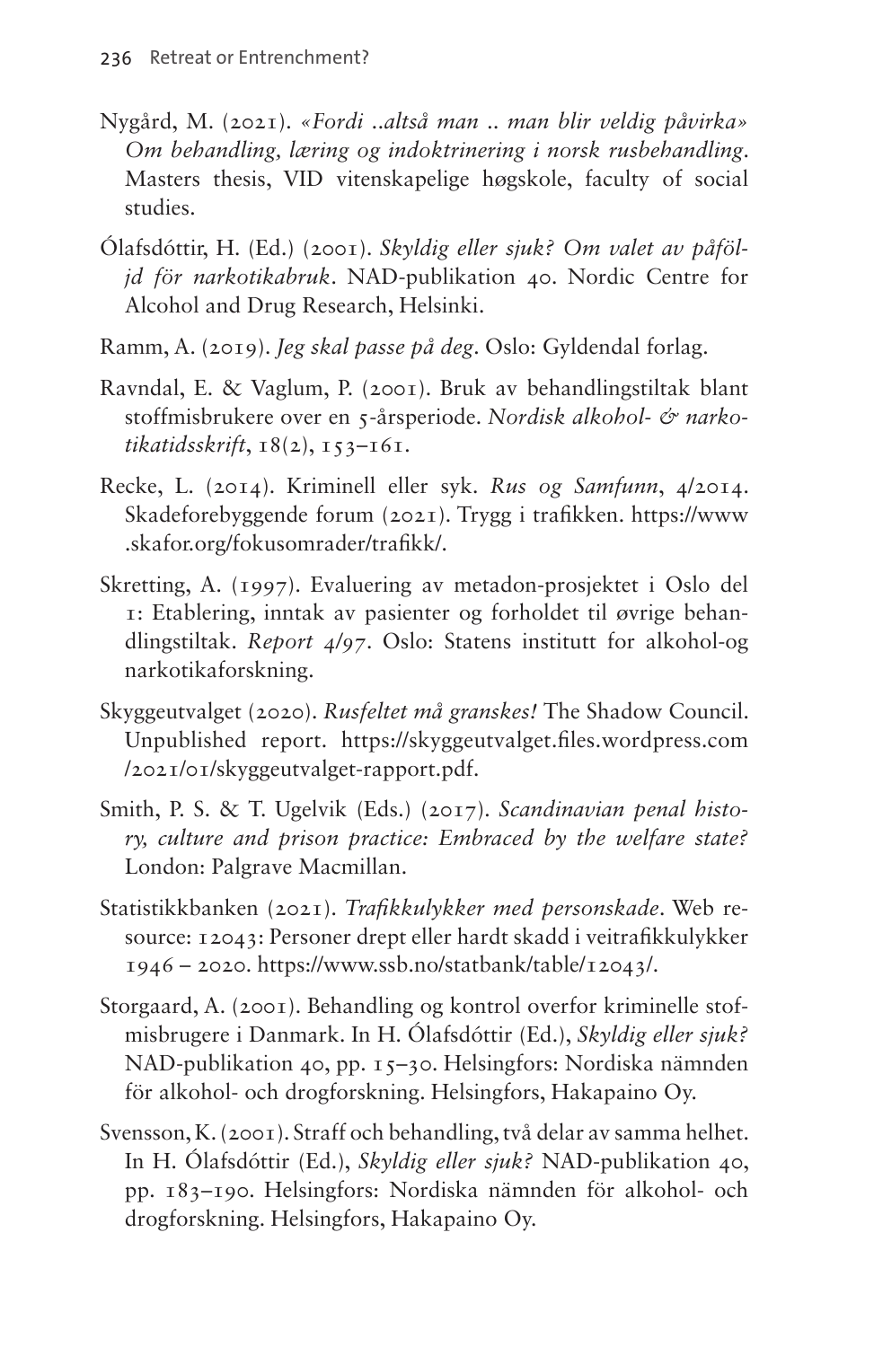Nygård, M. (2021). *«Fordi ..altså man .. man blir veldig påvirka» Om behandling, læring og indoktrinering i norsk rusbehandling*. Masters thesis, VID vitenskapelige høgskole, faculty of social studies.

Ólafsdóttir, H. (Ed.) (2001). *Skyldig eller sjuk? Om valet av påföljd för narkotikabruk*. NAD-publikation 40. Nordic Centre for Alcohol and Drug Research, Helsinki.

Ramm, A. (2019). *Jeg skal passe på deg*. Oslo: Gyldendal forlag.

Ravndal, E. & Vaglum, P. (2001). Bruk av behandlingstiltak blant stoffmisbrukere over en 5-årsperiode. *Nordisk alkohol- & narkotikatidsskrift*, 18(2), 153–161.

Recke, L. (2014). Kriminell eller syk. *Rus og Samfunn*, 4/2014. Skadeforebyggende forum (2021). Trygg i trafikken. https://www.skafor.org/fokusomrader/trafikk/.

Skretting, A. (1997). Evaluering av metadon-prosjektet i Oslo del 1: Etablering, inntak av pasienter og forholdet til øvrige behandlingstiltak. *Report 4/97*. Oslo: Statens institutt for alkohol-og narkotikaforskning.

Skyggeutvalget (2020). *Rusfeltet må granskes!* The Shadow Council. Unpublished report. https://skyggeutvalget.files.wordpress.com/2021/01/skyggeutvalget-rapport.pdf.

Smith, P. S. & T. Ugelvik (Eds.) (2017). *Scandinavian penal history, culture and prison practice: Embraced by the welfare state?* London: Palgrave Macmillan.

Statistikkbanken (2021). *Trafikkulykker med personskade*. Web resource: 12043: Personer drept eller hardt skadd i veitrafikkulykker 1946 – 2020. https://www.ssb.no/statbank/table/12043/.

Storgaard, A. (2001). Behandling og kontrol overfor kriminelle stofmisbrugere i Danmark. In H. Ólafsdóttir (Ed.), *Skyldig eller sjuk?* NAD-publikation 40, pp. 15–30. Helsingfors: Nordiska nämnden för alkohol- och drogforskning. Helsingfors, Hakapaino Oy.

Svensson, K. (2001). Straff och behandling, två delar av samma helhet. In H. Ólafsdóttir (Ed.), *Skyldig eller sjuk?* NAD-publikation 40, pp. 183–190. Helsingfors: Nordiska nämnden för alkohol- och drogforskning. Helsingfors, Hakapaino Oy.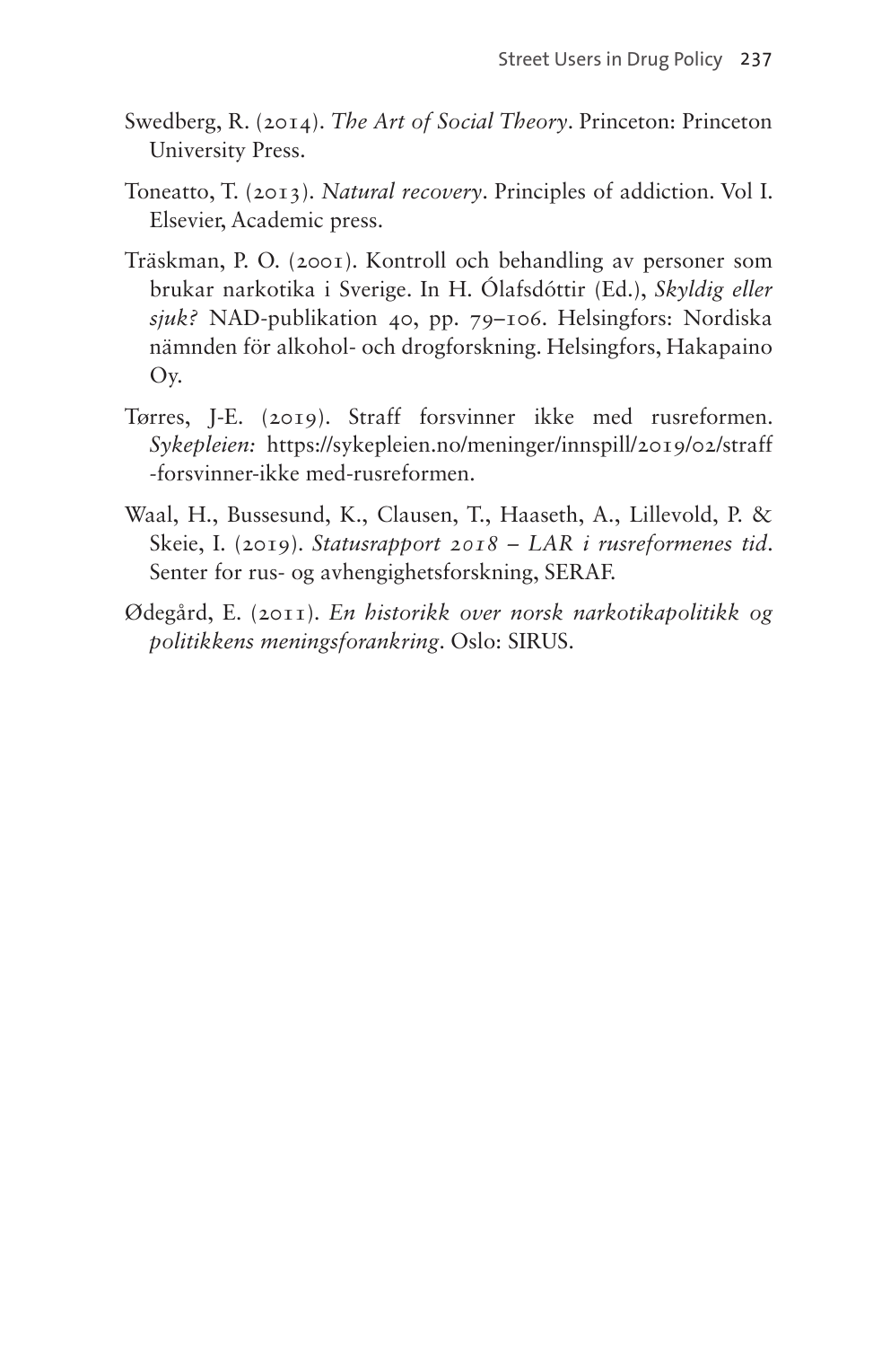Swedberg, R. (2014). *The Art of Social Theory*. Princeton: Princeton University Press.

Toneatto, T. (2013). *Natural recovery*. Principles of addiction. Vol I. Elsevier, Academic press.

Träskman, P. O. (2001). Kontroll och behandling av personer som brukar narkotika i Sverige. In H. Ólafsdóttir (Ed.), *Skyldig eller sjuk?* NAD-publikation 40, pp. 79–106. Helsingfors: Nordiska nämnden för alkohol- och drogforskning. Helsingfors, Hakapaino Oy.

Tørres, J-E. (2019). Straff forsvinner ikke med rusreformen. *Sykepleien:* https://sykepleien.no/meninger/innspill/2019/02/straff-forsvinner-ikke med-rusreformen.

Waal, H., Bussesund, K., Clausen, T., Haaseth, A., Lillevold, P. & Skeie, I. (2019). *Statusrapport 2018 – LAR i rusreformenes tid*. Senter for rus- og avhengighetsforskning, SERAF.

Ødegård, E. (2011). *En historikk over norsk narkotikapolitikk og politikkens meningsforankring*. Oslo: SIRUS.